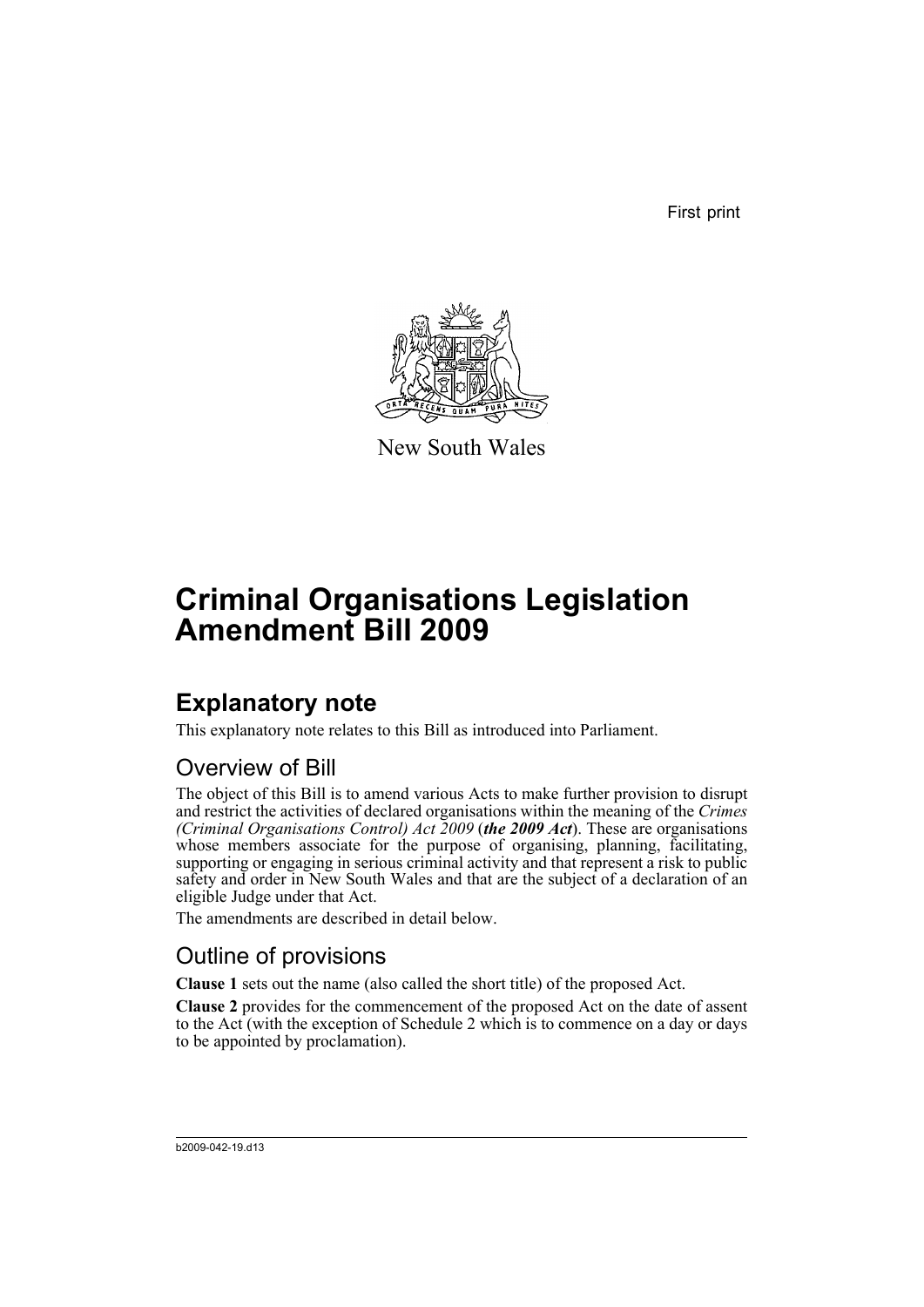First print

New South Wales

# Criminal Organisations Legislation Amendment Bill 2009

## Explanatory note

This explanatory note relates to this Bill as introduced into Parliament.

### Overview of Bill

The object of this Bill is to amend various Acts to make further provision to disrupt and restrict the activities of declared organisations within the meaning of the *Crimes (Criminal Organisations Control) Act 2009* (***the 2009 Act***). These are organisations whose members associate for the purpose of organising, planning, facilitating, supporting or engaging in serious criminal activity and that represent a risk to public safety and order in New South Wales and that are the subject of a declaration of an eligible Judge under that Act.

The amendments are described in detail below.

### Outline of provisions

**Clause 1** sets out the name (also called the short title) of the proposed Act.

**Clause 2** provides for the commencement of the proposed Act on the date of assent to the Act (with the exception of Schedule 2 which is to commence on a day or days to be appointed by proclamation).

b2009-042-19.d13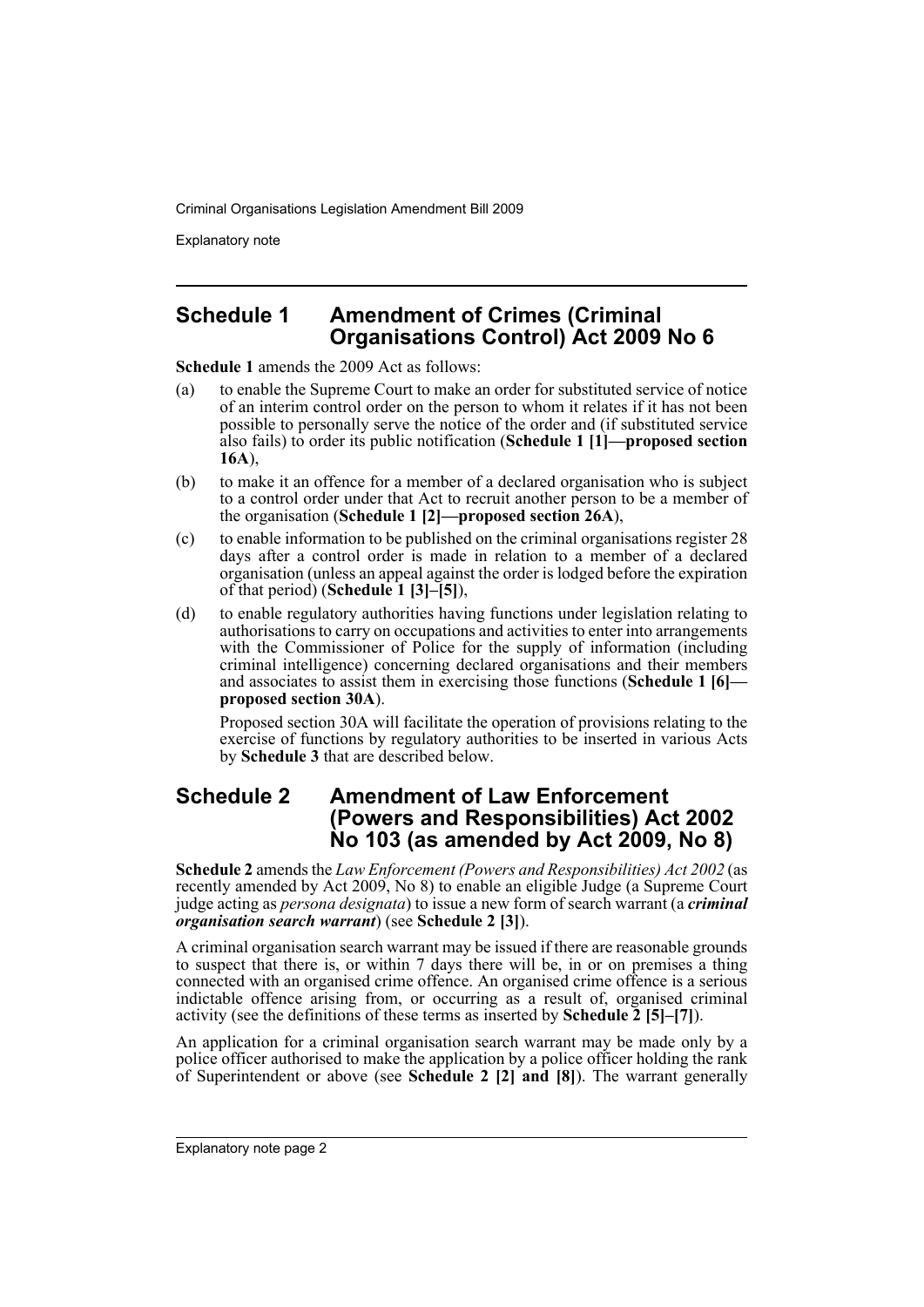## Schedule 1 Amendment of Crimes (Criminal Organisations Control) Act 2009 No 6

**Schedule 1** amends the 2009 Act as follows:

(a) to enable the Supreme Court to make an order for substituted service of notice of an interim control order on the person to whom it relates if it has not been possible to personally serve the notice of the order and (if substituted service also fails) to order its public notification (**Schedule 1 [1]—proposed section 16A**),

(b) to make it an offence for a member of a declared organisation who is subject to a control order under that Act to recruit another person to be a member of the organisation (**Schedule 1 [2]—proposed section 26A**),

(c) to enable information to be published on the criminal organisations register 28 days after a control order is made in relation to a member of a declared organisation (unless an appeal against the order is lodged before the expiration of that period) (**Schedule 1 [3]–[5]**),

(d) to enable regulatory authorities having functions under legislation relating to authorisations to carry on occupations and activities to enter into arrangements with the Commissioner of Police for the supply of information (including criminal intelligence) concerning declared organisations and their members and associates to assist them in exercising those functions (**Schedule 1 [6]—proposed section 30A**).

Proposed section 30A will facilitate the operation of provisions relating to the exercise of functions by regulatory authorities to be inserted in various Acts by **Schedule 3** that are described below.

## Schedule 2 Amendment of Law Enforcement (Powers and Responsibilities) Act 2002 No 103 (as amended by Act 2009, No 8)

**Schedule 2** amends the *Law Enforcement (Powers and Responsibilities) Act 2002* (as recently amended by Act 2009, No 8) to enable an eligible Judge (a Supreme Court judge acting as *persona designata*) to issue a new form of search warrant (a ***criminal organisation search warrant***) (see **Schedule 2 [3]**).

A criminal organisation search warrant may be issued if there are reasonable grounds to suspect that there is, or within 7 days there will be, in or on premises a thing connected with an organised crime offence. An organised crime offence is a serious indictable offence arising from, or occurring as a result of, organised criminal activity (see the definitions of these terms as inserted by **Schedule 2 [5]–[7]**).

An application for a criminal organisation search warrant may be made only by a police officer authorised to make the application by a police officer holding the rank of Superintendent or above (see **Schedule 2 [2] and [8]**). The warrant generally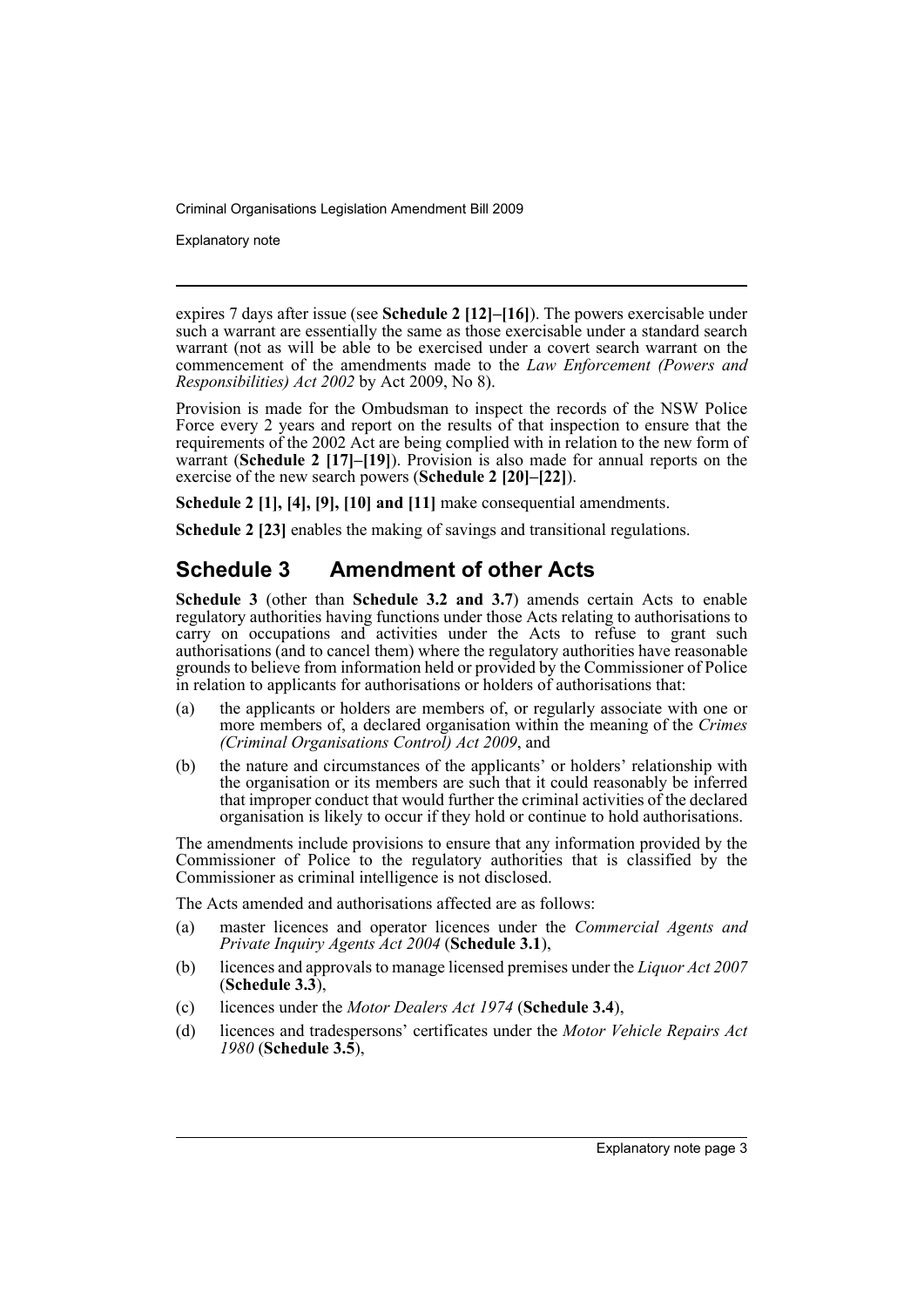expires 7 days after issue (see **Schedule 2 [12]–[16]**). The powers exercisable under such a warrant are essentially the same as those exercisable under a standard search warrant (not as will be able to be exercised under a covert search warrant on the commencement of the amendments made to the *Law Enforcement (Powers and Responsibilities) Act 2002* by Act 2009, No 8).

Provision is made for the Ombudsman to inspect the records of the NSW Police Force every 2 years and report on the results of that inspection to ensure that the requirements of the 2002 Act are being complied with in relation to the new form of warrant (**Schedule 2 [17]–[19]**). Provision is also made for annual reports on the exercise of the new search powers (**Schedule 2 [20]–[22]**).

**Schedule 2 [1], [4], [9], [10] and [11]** make consequential amendments.

**Schedule 2 [23]** enables the making of savings and transitional regulations.

## Schedule 3 Amendment of other Acts

**Schedule 3** (other than **Schedule 3.2 and 3.7**) amends certain Acts to enable regulatory authorities having functions under those Acts relating to authorisations to carry on occupations and activities under the Acts to refuse to grant such authorisations (and to cancel them) where the regulatory authorities have reasonable grounds to believe from information held or provided by the Commissioner of Police in relation to applicants for authorisations or holders of authorisations that:

(a) the applicants or holders are members of, or regularly associate with one or more members of, a declared organisation within the meaning of the *Crimes (Criminal Organisations Control) Act 2009*, and

(b) the nature and circumstances of the applicants' or holders' relationship with the organisation or its members are such that it could reasonably be inferred that improper conduct that would further the criminal activities of the declared organisation is likely to occur if they hold or continue to hold authorisations.

The amendments include provisions to ensure that any information provided by the Commissioner of Police to the regulatory authorities that is classified by the Commissioner as criminal intelligence is not disclosed.

The Acts amended and authorisations affected are as follows:

(a) master licences and operator licences under the *Commercial Agents and Private Inquiry Agents Act 2004* (**Schedule 3.1**),

(b) licences and approvals to manage licensed premises under the *Liquor Act 2007* (**Schedule 3.3**),

(c) licences under the *Motor Dealers Act 1974* (**Schedule 3.4**),

(d) licences and tradespersons' certificates under the *Motor Vehicle Repairs Act 1980* (**Schedule 3.5**),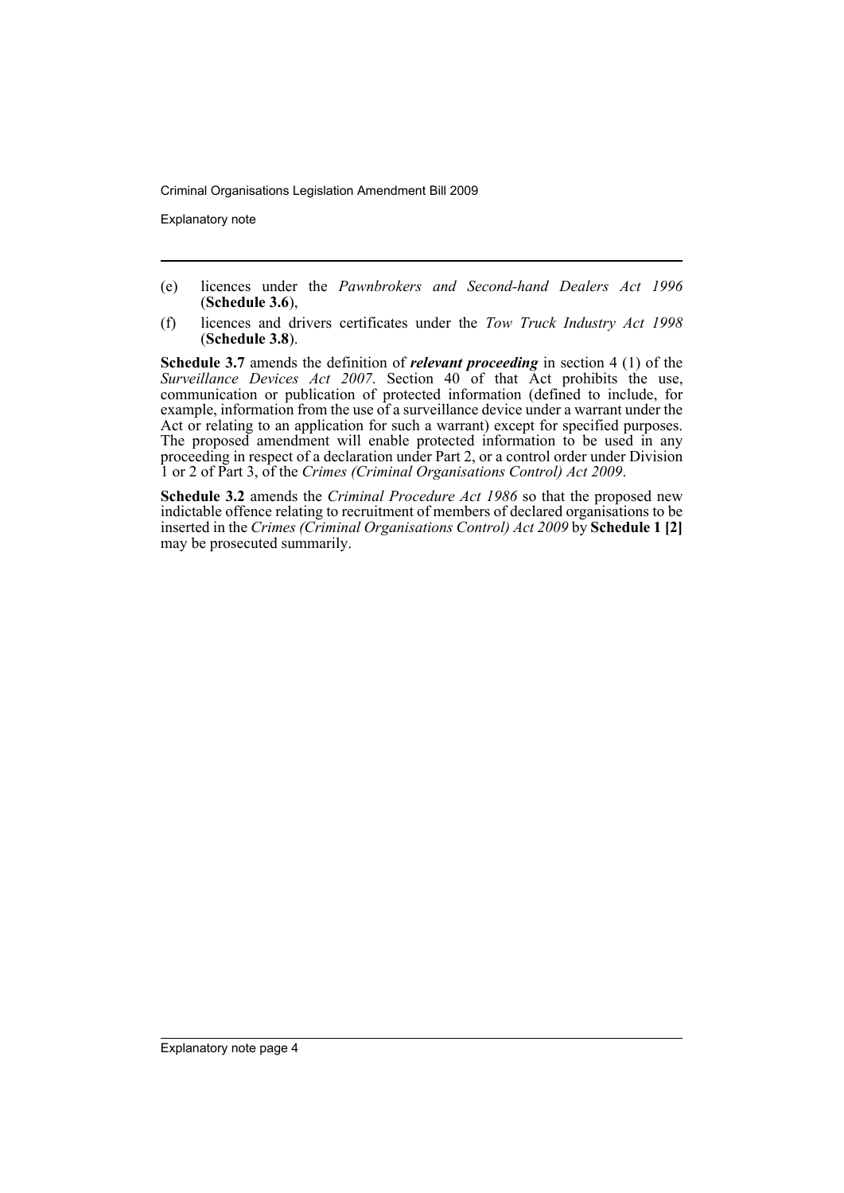(e) licences under the *Pawnbrokers and Second-hand Dealers Act 1996* (**Schedule 3.6**),

(f) licences and drivers certificates under the *Tow Truck Industry Act 1998* (**Schedule 3.8**).

**Schedule 3.7** amends the definition of ***relevant proceeding*** in section 4 (1) of the *Surveillance Devices Act 2007*. Section 40 of that Act prohibits the use, communication or publication of protected information (defined to include, for example, information from the use of a surveillance device under a warrant under the Act or relating to an application for such a warrant) except for specified purposes. The proposed amendment will enable protected information to be used in any proceeding in respect of a declaration under Part 2, or a control order under Division 1 or 2 of Part 3, of the *Crimes (Criminal Organisations Control) Act 2009*.

**Schedule 3.2** amends the *Criminal Procedure Act 1986* so that the proposed new indictable offence relating to recruitment of members of declared organisations to be inserted in the *Crimes (Criminal Organisations Control) Act 2009* by **Schedule 1 [2]** may be prosecuted summarily.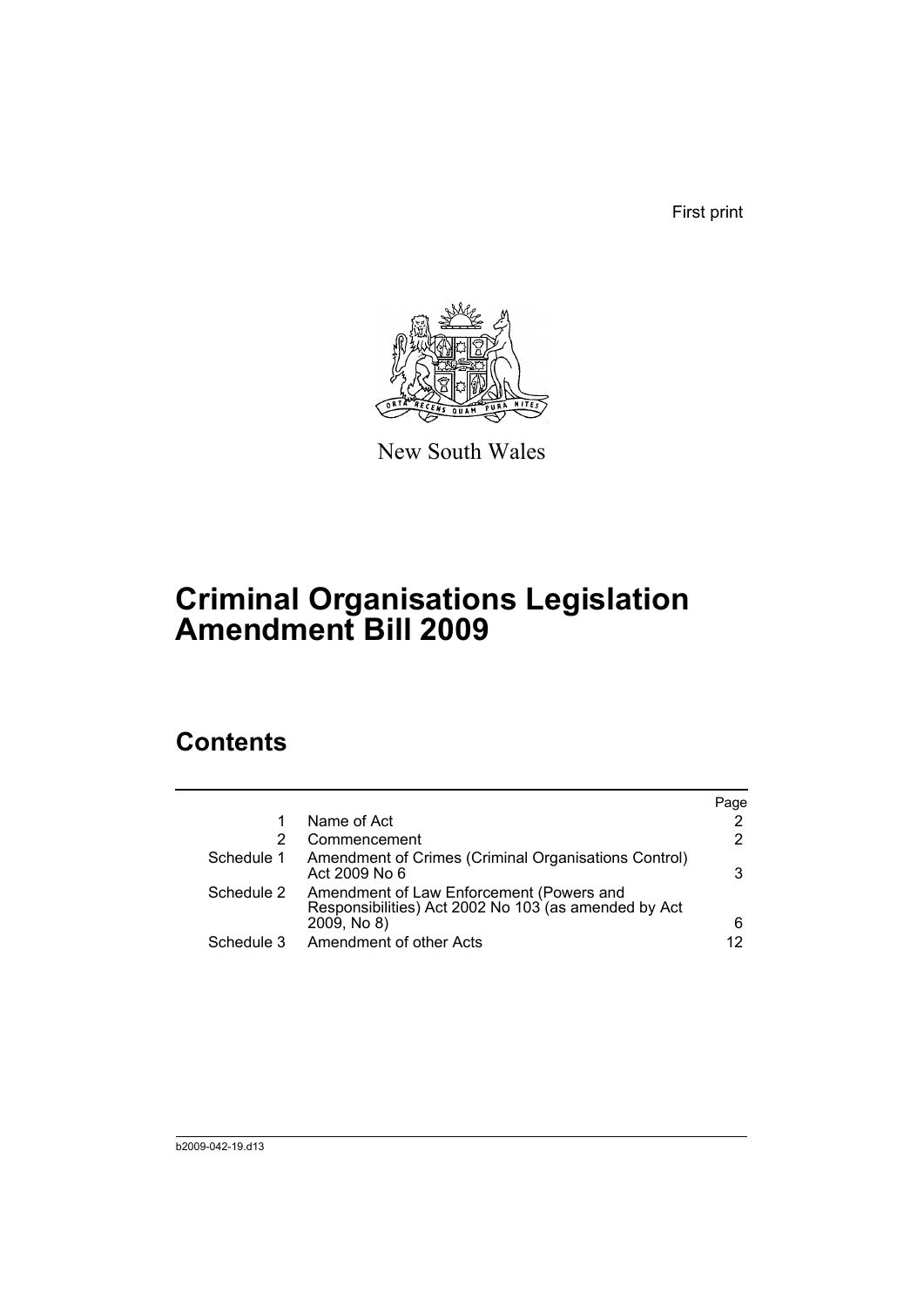First print

New South Wales

# Criminal Organisations Legislation Amendment Bill 2009

## Contents

| | | Page |
|---|---|---|
| 1 | Name of Act | 2 |
| 2 | Commencement | 2 |
| Schedule 1 | Amendment of Crimes (Criminal Organisations Control) Act 2009 No 6 | 3 |
| Schedule 2 | Amendment of Law Enforcement (Powers and Responsibilities) Act 2002 No 103 (as amended by Act 2009, No 8) | 6 |
| Schedule 3 | Amendment of other Acts | 12 |

b2009-042-19.d13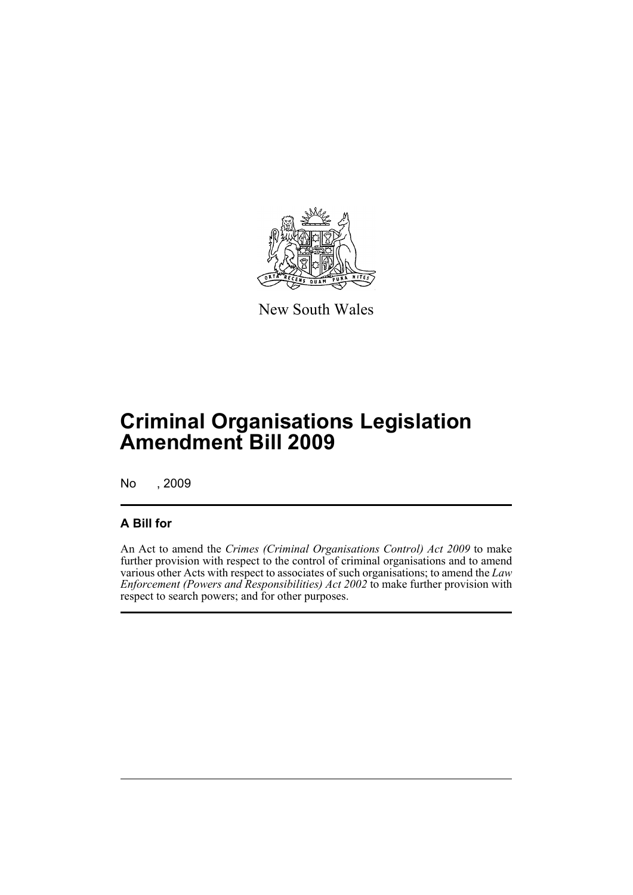New South Wales

# Criminal Organisations Legislation Amendment Bill 2009

No , 2009

## A Bill for

An Act to amend the *Crimes (Criminal Organisations Control) Act 2009* to make further provision with respect to the control of criminal organisations and to amend various other Acts with respect to associates of such organisations; to amend the *Law Enforcement (Powers and Responsibilities) Act 2002* to make further provision with respect to search powers; and for other purposes.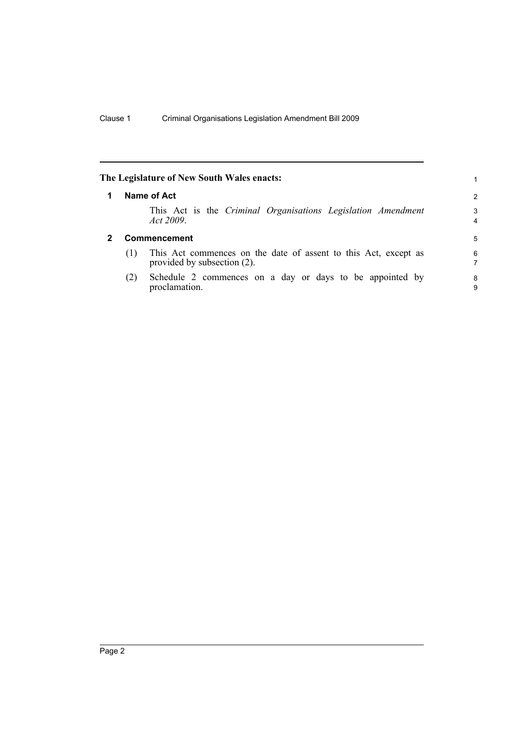**The Legislature of New South Wales enacts:**

## 1 Name of Act

This Act is the *Criminal Organisations Legislation Amendment Act 2009*.

## 2 Commencement

(1) This Act commences on the date of assent to this Act, except as provided by subsection (2).

(2) Schedule 2 commences on a day or days to be appointed by proclamation.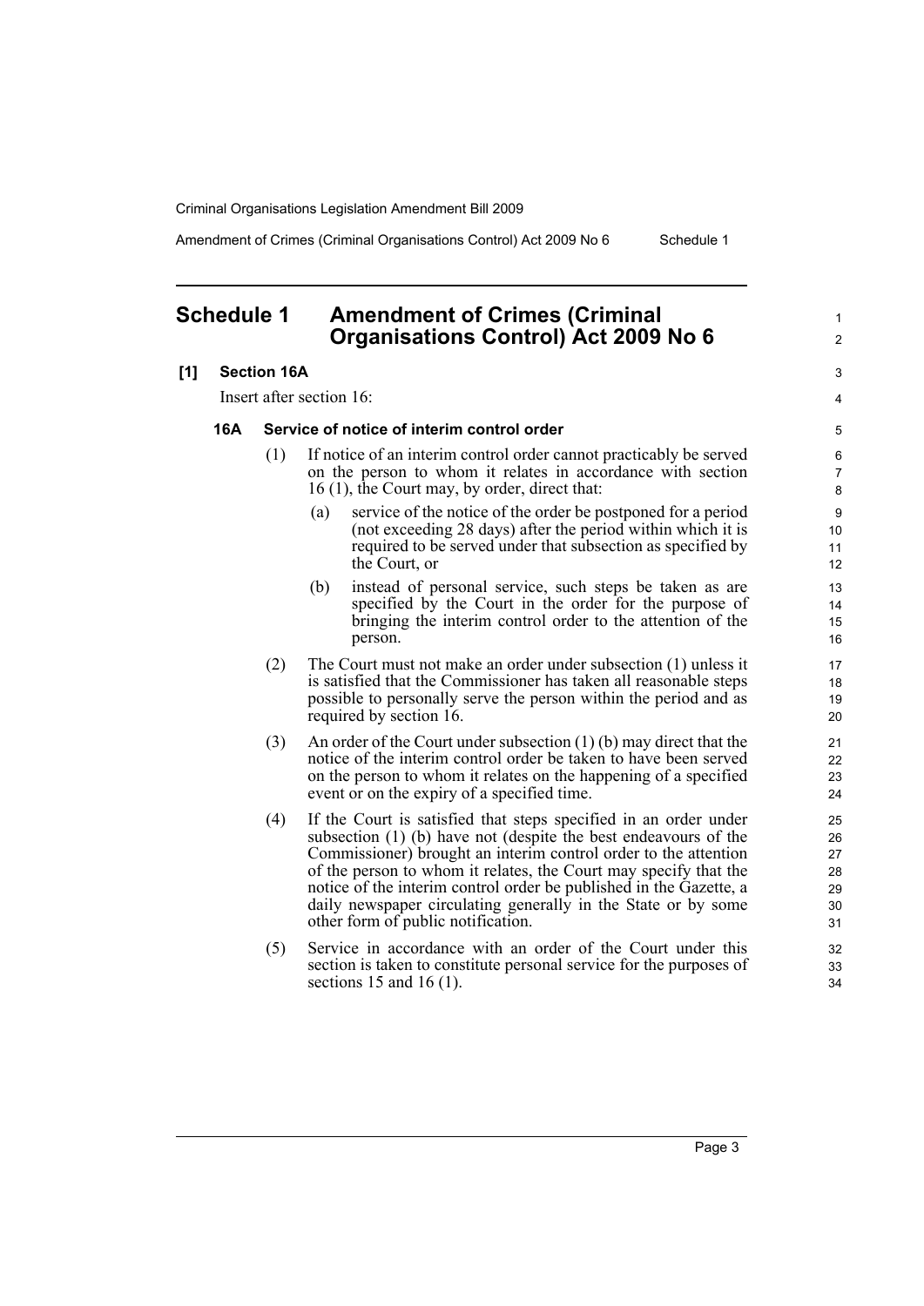## Schedule 1 Amendment of Crimes (Criminal Organisations Control) Act 2009 No 6

**[1] Section 16A**

Insert after section 16:

**16A Service of notice of interim control order**

(1) If notice of an interim control order cannot practicably be served on the person to whom it relates in accordance with section 16 (1), the Court may, by order, direct that:

(a) service of the notice of the order be postponed for a period (not exceeding 28 days) after the period within which it is required to be served under that subsection as specified by the Court, or

(b) instead of personal service, such steps be taken as are specified by the Court in the order for the purpose of bringing the interim control order to the attention of the person.

(2) The Court must not make an order under subsection (1) unless it is satisfied that the Commissioner has taken all reasonable steps possible to personally serve the person within the period and as required by section 16.

(3) An order of the Court under subsection (1) (b) may direct that the notice of the interim control order be taken to have been served on the person to whom it relates on the happening of a specified event or on the expiry of a specified time.

(4) If the Court is satisfied that steps specified in an order under subsection (1) (b) have not (despite the best endeavours of the Commissioner) brought an interim control order to the attention of the person to whom it relates, the Court may specify that the notice of the interim control order be published in the Gazette, a daily newspaper circulating generally in the State or by some other form of public notification.

(5) Service in accordance with an order of the Court under this section is taken to constitute personal service for the purposes of sections 15 and 16 (1).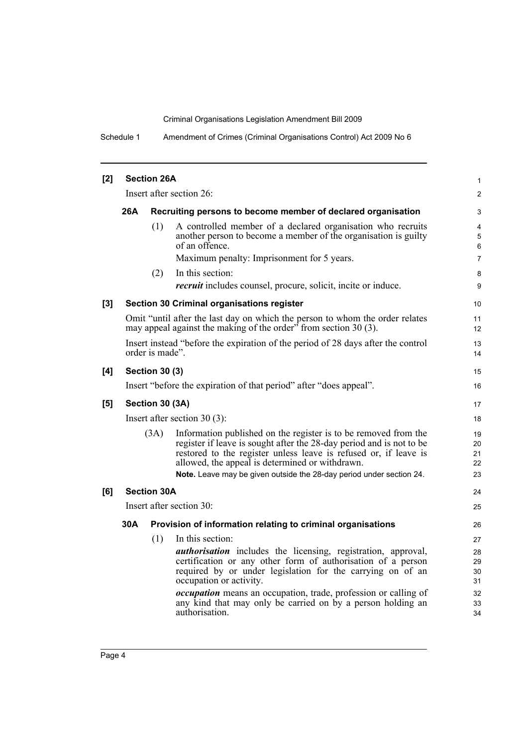**[2] Section 26A**

Insert after section 26:

**26A Recruiting persons to become member of declared organisation**

(1) A controlled member of a declared organisation who recruits another person to become a member of the organisation is guilty of an offence.

Maximum penalty: Imprisonment for 5 years.

(2) In this section:

***recruit*** includes counsel, procure, solicit, incite or induce.

**[3] Section 30 Criminal organisations register**

Omit "until after the last day on which the person to whom the order relates may appeal against the making of the order" from section 30 (3).

Insert instead "before the expiration of the period of 28 days after the control order is made".

**[4] Section 30 (3)**

Insert "before the expiration of that period" after "does appeal".

**[5] Section 30 (3A)**

Insert after section 30 (3):

(3A) Information published on the register is to be removed from the register if leave is sought after the 28-day period and is not to be restored to the register unless leave is refused or, if leave is allowed, the appeal is determined or withdrawn.

**Note.** Leave may be given outside the 28-day period under section 24.

**[6] Section 30A**

Insert after section 30:

**30A Provision of information relating to criminal organisations**

(1) In this section:

***authorisation*** includes the licensing, registration, approval, certification or any other form of authorisation of a person required by or under legislation for the carrying on of an occupation or activity.

***occupation*** means an occupation, trade, profession or calling of any kind that may only be carried on by a person holding an authorisation.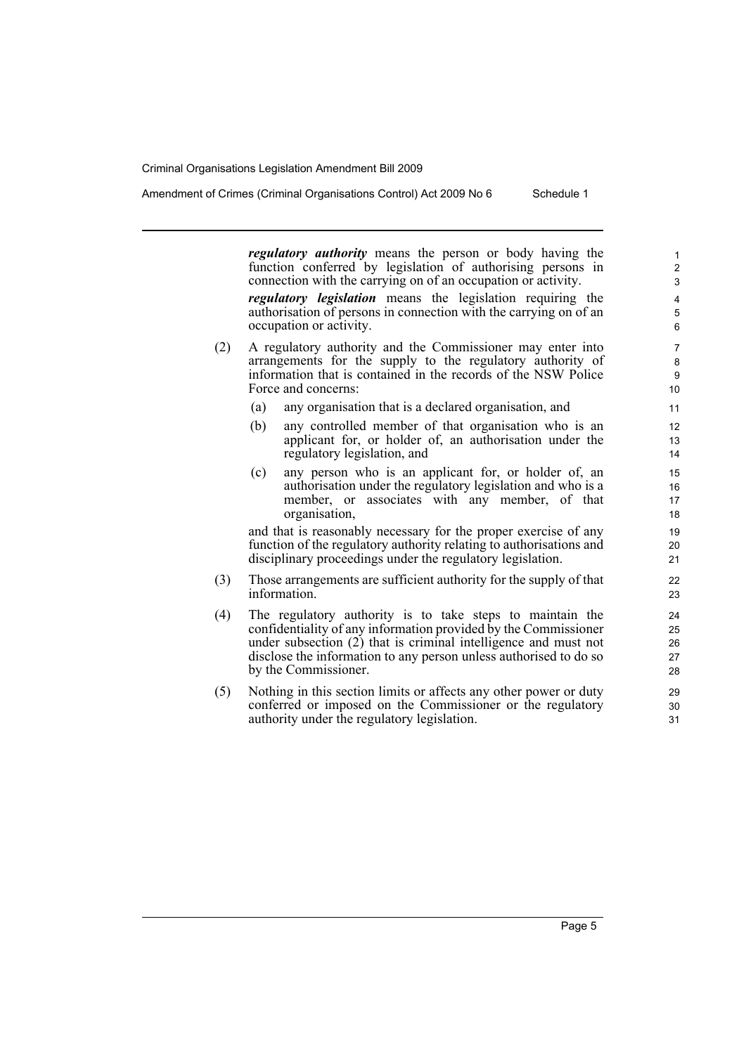***regulatory authority*** means the person or body having the function conferred by legislation of authorising persons in connection with the carrying on of an occupation or activity.

***regulatory legislation*** means the legislation requiring the authorisation of persons in connection with the carrying on of an occupation or activity.

(2) A regulatory authority and the Commissioner may enter into arrangements for the supply to the regulatory authority of information that is contained in the records of the NSW Police Force and concerns:

(a) any organisation that is a declared organisation, and

(b) any controlled member of that organisation who is an applicant for, or holder of, an authorisation under the regulatory legislation, and

(c) any person who is an applicant for, or holder of, an authorisation under the regulatory legislation and who is a member, or associates with any member, of that organisation,

and that is reasonably necessary for the proper exercise of any function of the regulatory authority relating to authorisations and disciplinary proceedings under the regulatory legislation.

(3) Those arrangements are sufficient authority for the supply of that information.

(4) The regulatory authority is to take steps to maintain the confidentiality of any information provided by the Commissioner under subsection (2) that is criminal intelligence and must not disclose the information to any person unless authorised to do so by the Commissioner.

(5) Nothing in this section limits or affects any other power or duty conferred or imposed on the Commissioner or the regulatory authority under the regulatory legislation.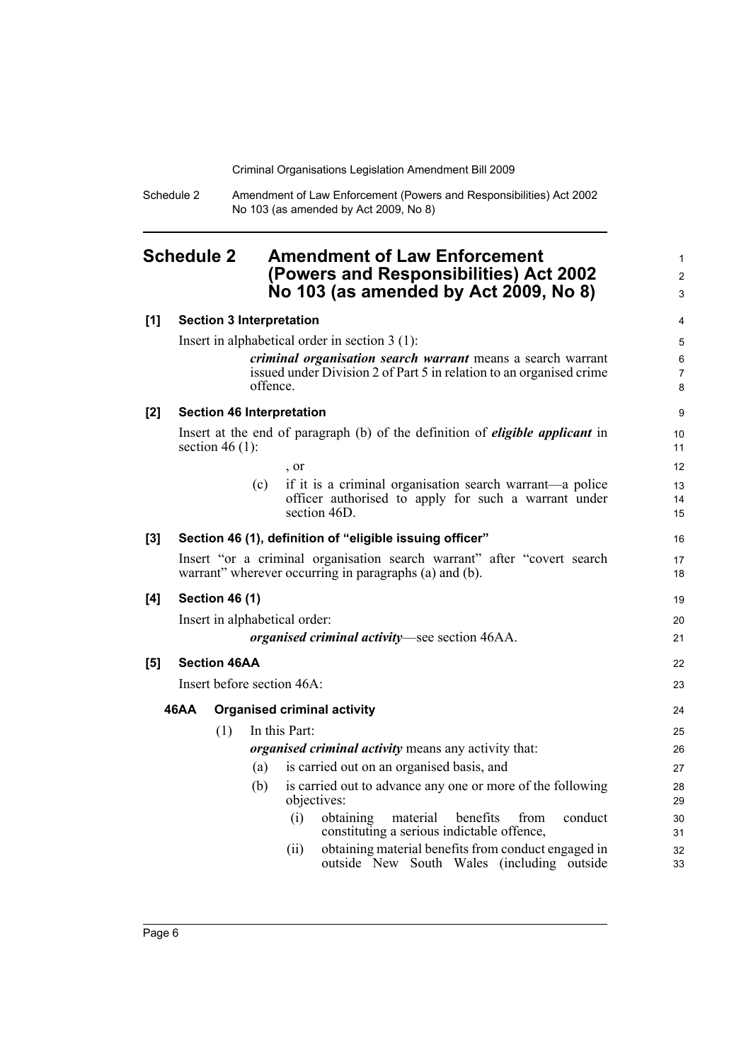# Schedule 2 Amendment of Law Enforcement (Powers and Responsibilities) Act 2002 No 103 (as amended by Act 2009, No 8)

**[1] Section 3 Interpretation**

Insert in alphabetical order in section 3 (1):

> ***criminal organisation search warrant*** means a search warrant issued under Division 2 of Part 5 in relation to an organised crime offence.

**[2] Section 46 Interpretation**

Insert at the end of paragraph (b) of the definition of ***eligible applicant*** in section 46 (1):

> , or
>
> (c) if it is a criminal organisation search warrant—a police officer authorised to apply for such a warrant under section 46D.

**[3] Section 46 (1), definition of "eligible issuing officer"**

Insert "or a criminal organisation search warrant" after "covert search warrant" wherever occurring in paragraphs (a) and (b).

**[4] Section 46 (1)**

Insert in alphabetical order:

> ***organised criminal activity***—see section 46AA.

**[5] Section 46AA**

Insert before section 46A:

**46AA Organised criminal activity**

(1) In this Part:

***organised criminal activity*** means any activity that:

(a) is carried out on an organised basis, and

(b) is carried out to advance any one or more of the following objectives:

(i) obtaining material benefits from conduct constituting a serious indictable offence,

(ii) obtaining material benefits from conduct engaged in outside New South Wales (including outside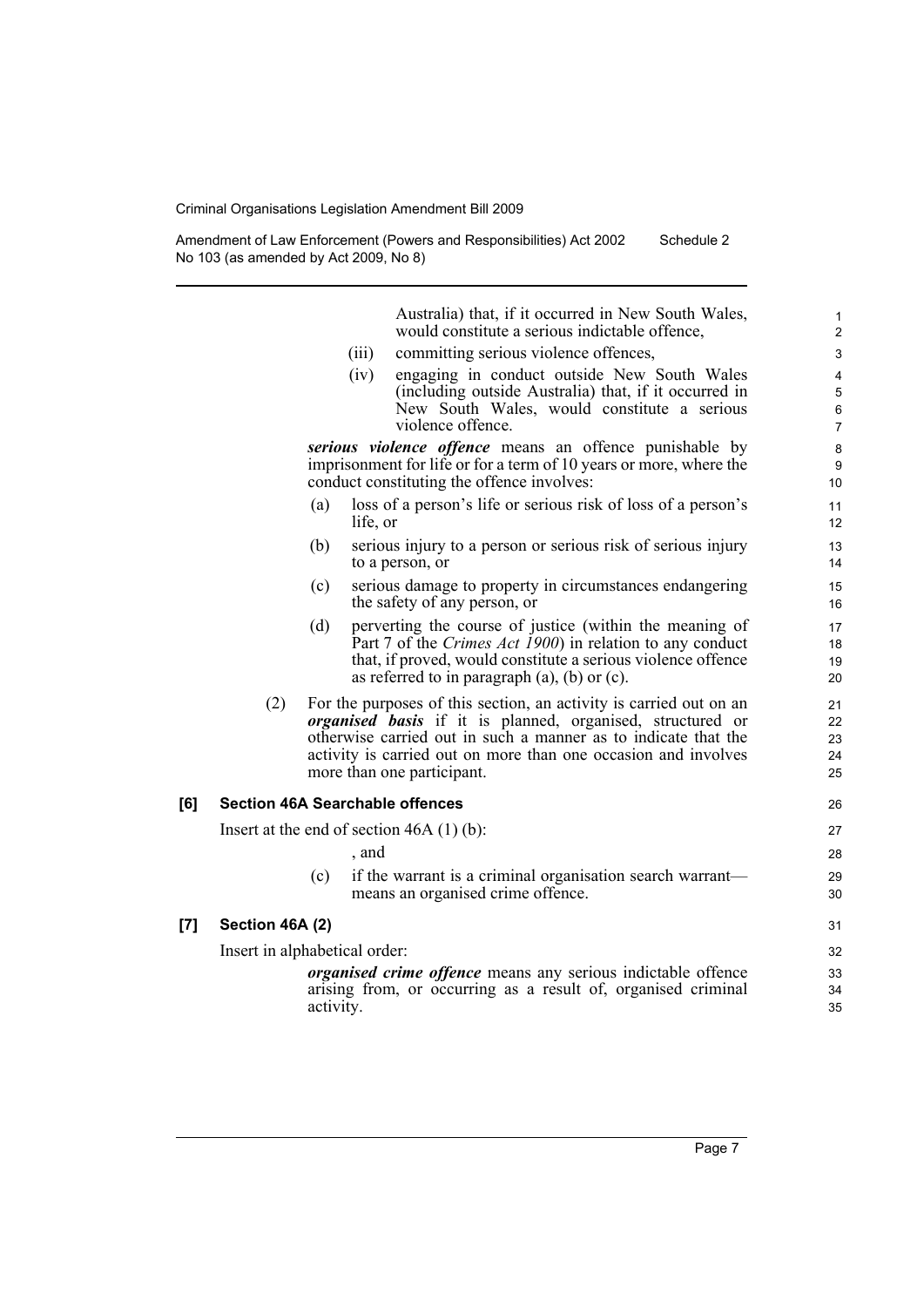Australia) that, if it occurred in New South Wales, would constitute a serious indictable offence,

(iii) committing serious violence offences,

(iv) engaging in conduct outside New South Wales (including outside Australia) that, if it occurred in New South Wales, would constitute a serious violence offence.

***serious violence offence*** means an offence punishable by imprisonment for life or for a term of 10 years or more, where the conduct constituting the offence involves:

(a) loss of a person's life or serious risk of loss of a person's life, or

(b) serious injury to a person or serious risk of serious injury to a person, or

(c) serious damage to property in circumstances endangering the safety of any person, or

(d) perverting the course of justice (within the meaning of Part 7 of the *Crimes Act 1900*) in relation to any conduct that, if proved, would constitute a serious violence offence as referred to in paragraph (a), (b) or (c).

(2) For the purposes of this section, an activity is carried out on an ***organised basis*** if it is planned, organised, structured or otherwise carried out in such a manner as to indicate that the activity is carried out on more than one occasion and involves more than one participant.

**[6] Section 46A Searchable offences**

Insert at the end of section 46A (1) (b):

, and

(c) if the warrant is a criminal organisation search warrant—means an organised crime offence.

**[7] Section 46A (2)**

Insert in alphabetical order:

***organised crime offence*** means any serious indictable offence arising from, or occurring as a result of, organised criminal activity.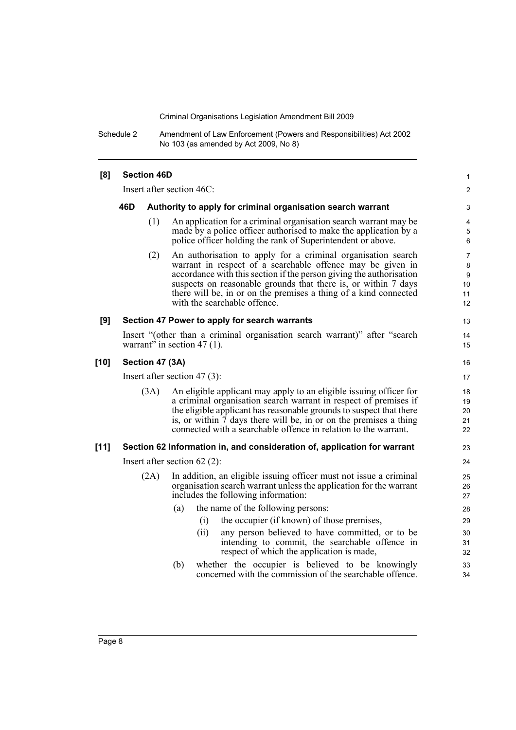**[8] Section 46D**

Insert after section 46C:

**46D Authority to apply for criminal organisation search warrant**

(1) An application for a criminal organisation search warrant may be made by a police officer authorised to make the application by a police officer holding the rank of Superintendent or above.

(2) An authorisation to apply for a criminal organisation search warrant in respect of a searchable offence may be given in accordance with this section if the person giving the authorisation suspects on reasonable grounds that there is, or within 7 days there will be, in or on the premises a thing of a kind connected with the searchable offence.

**[9] Section 47 Power to apply for search warrants**

Insert "(other than a criminal organisation search warrant)" after "search warrant" in section 47 (1).

**[10] Section 47 (3A)**

Insert after section 47 (3):

(3A) An eligible applicant may apply to an eligible issuing officer for a criminal organisation search warrant in respect of premises if the eligible applicant has reasonable grounds to suspect that there is, or within 7 days there will be, in or on the premises a thing connected with a searchable offence in relation to the warrant.

**[11] Section 62 Information in, and consideration of, application for warrant**

Insert after section 62 (2):

(2A) In addition, an eligible issuing officer must not issue a criminal organisation search warrant unless the application for the warrant includes the following information:

(a) the name of the following persons:

(i) the occupier (if known) of those premises,

(ii) any person believed to have committed, or to be intending to commit, the searchable offence in respect of which the application is made,

(b) whether the occupier is believed to be knowingly concerned with the commission of the searchable offence.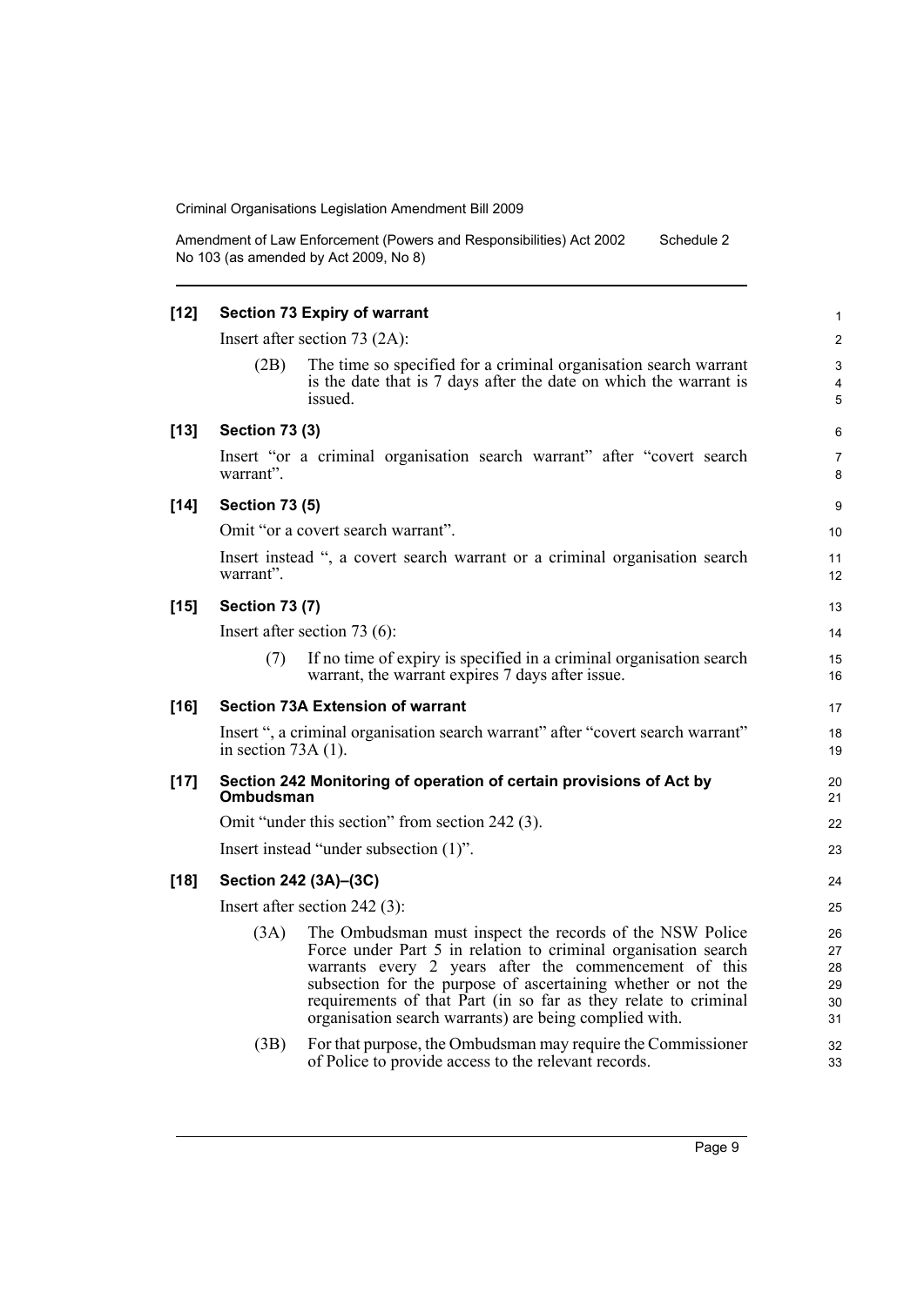**[12] Section 73 Expiry of warrant**

Insert after section 73 (2A):

(2B) The time so specified for a criminal organisation search warrant is the date that is 7 days after the date on which the warrant is issued.

**[13] Section 73 (3)**

Insert "or a criminal organisation search warrant" after "covert search warrant".

**[14] Section 73 (5)**

Omit "or a covert search warrant".

Insert instead ", a covert search warrant or a criminal organisation search warrant".

**[15] Section 73 (7)**

Insert after section 73 (6):

(7) If no time of expiry is specified in a criminal organisation search warrant, the warrant expires 7 days after issue.

**[16] Section 73A Extension of warrant**

Insert ", a criminal organisation search warrant" after "covert search warrant" in section 73A (1).

**[17] Section 242 Monitoring of operation of certain provisions of Act by Ombudsman**

Omit "under this section" from section 242 (3).

Insert instead "under subsection (1)".

**[18] Section 242 (3A)–(3C)**

Insert after section 242 (3):

(3A) The Ombudsman must inspect the records of the NSW Police Force under Part 5 in relation to criminal organisation search warrants every 2 years after the commencement of this subsection for the purpose of ascertaining whether or not the requirements of that Part (in so far as they relate to criminal organisation search warrants) are being complied with.

(3B) For that purpose, the Ombudsman may require the Commissioner of Police to provide access to the relevant records.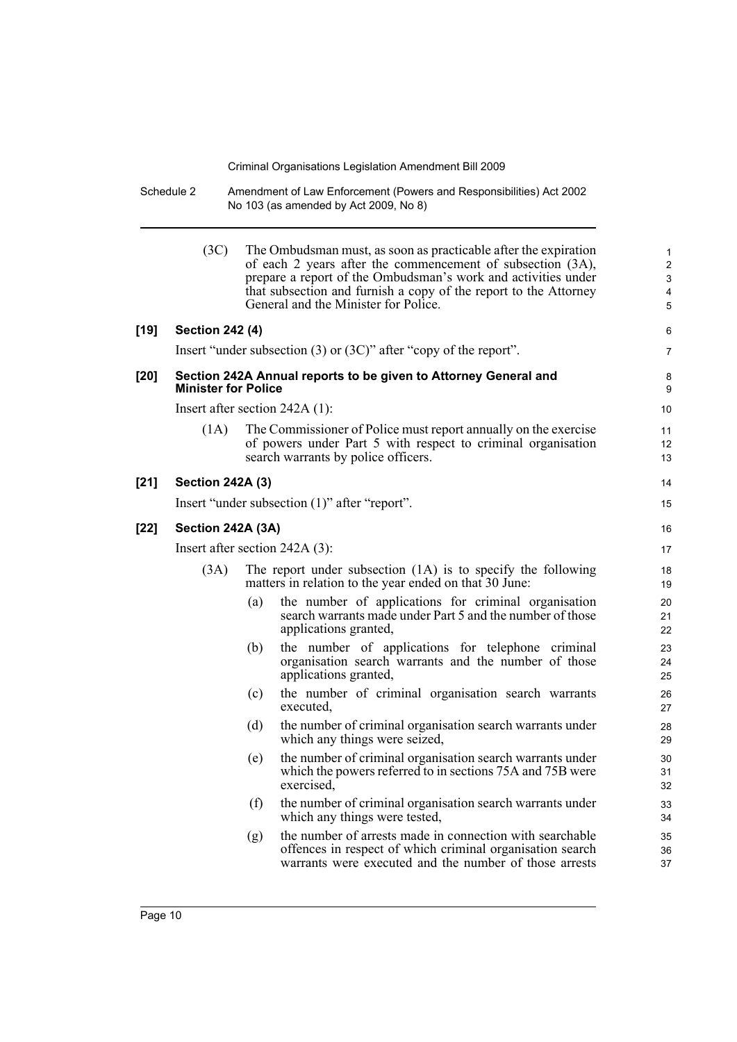(3C) The Ombudsman must, as soon as practicable after the expiration of each 2 years after the commencement of subsection (3A), prepare a report of the Ombudsman's work and activities under that subsection and furnish a copy of the report to the Attorney General and the Minister for Police.

**[19] Section 242 (4)**

Insert "under subsection (3) or (3C)" after "copy of the report".

**[20] Section 242A Annual reports to be given to Attorney General and Minister for Police**

Insert after section 242A (1):

(1A) The Commissioner of Police must report annually on the exercise of powers under Part 5 with respect to criminal organisation search warrants by police officers.

**[21] Section 242A (3)**

Insert "under subsection (1)" after "report".

**[22] Section 242A (3A)**

Insert after section 242A (3):

(3A) The report under subsection (1A) is to specify the following matters in relation to the year ended on that 30 June:

(a) the number of applications for criminal organisation search warrants made under Part 5 and the number of those applications granted,

(b) the number of applications for telephone criminal organisation search warrants and the number of those applications granted,

(c) the number of criminal organisation search warrants executed,

(d) the number of criminal organisation search warrants under which any things were seized,

(e) the number of criminal organisation search warrants under which the powers referred to in sections 75A and 75B were exercised,

(f) the number of criminal organisation search warrants under which any things were tested,

(g) the number of arrests made in connection with searchable offences in respect of which criminal organisation search warrants were executed and the number of those arrests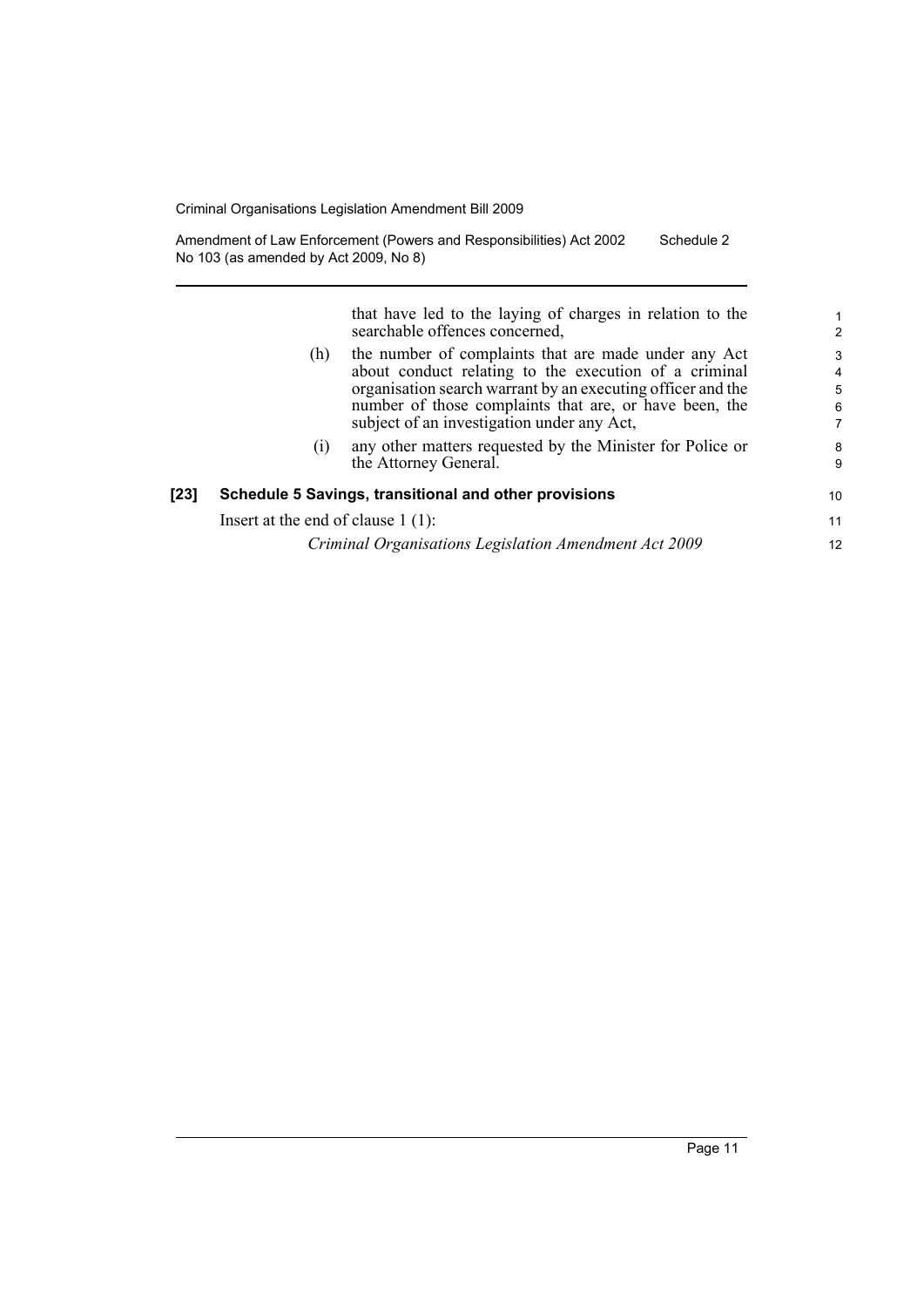that have led to the laying of charges in relation to the searchable offences concerned,

(h) the number of complaints that are made under any Act about conduct relating to the execution of a criminal organisation search warrant by an executing officer and the number of those complaints that are, or have been, the subject of an investigation under any Act,

(i) any other matters requested by the Minister for Police or the Attorney General.

**[23] Schedule 5 Savings, transitional and other provisions**

Insert at the end of clause 1 (1):

*Criminal Organisations Legislation Amendment Act 2009*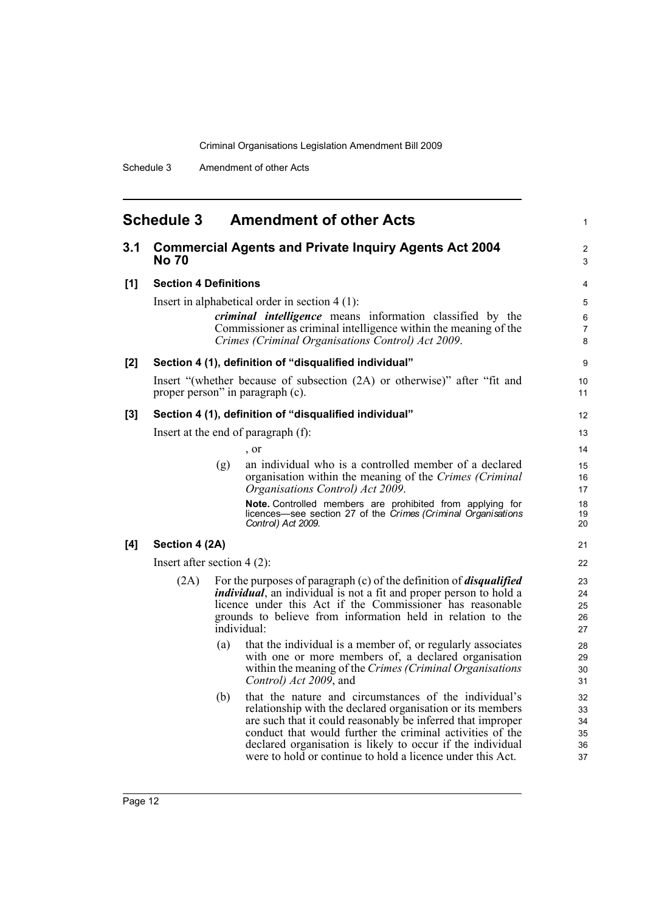# Schedule 3 Amendment of other Acts

## 3.1 Commercial Agents and Private Inquiry Agents Act 2004 No 70

### [1] Section 4 Definitions

Insert in alphabetical order in section 4 (1):

> ***criminal intelligence*** means information classified by the Commissioner as criminal intelligence within the meaning of the *Crimes (Criminal Organisations Control) Act 2009*.

### [2] Section 4 (1), definition of "disqualified individual"

Insert "(whether because of subsection (2A) or otherwise)" after "fit and proper person" in paragraph (c).

### [3] Section 4 (1), definition of "disqualified individual"

Insert at the end of paragraph (f):

> , or
>
> (g) an individual who is a controlled member of a declared organisation within the meaning of the *Crimes (Criminal Organisations Control) Act 2009*.
>
> **Note.** Controlled members are prohibited from applying for licences—see section 27 of the *Crimes (Criminal Organisations Control) Act 2009*.

### [4] Section 4 (2A)

Insert after section 4 (2):

> (2A) For the purposes of paragraph (c) of the definition of ***disqualified individual***, an individual is not a fit and proper person to hold a licence under this Act if the Commissioner has reasonable grounds to believe from information held in relation to the individual:
>
> (a) that the individual is a member of, or regularly associates with one or more members of, a declared organisation within the meaning of the *Crimes (Criminal Organisations Control) Act 2009*, and
>
> (b) that the nature and circumstances of the individual's relationship with the declared organisation or its members are such that it could reasonably be inferred that improper conduct that would further the criminal activities of the declared organisation is likely to occur if the individual were to hold or continue to hold a licence under this Act.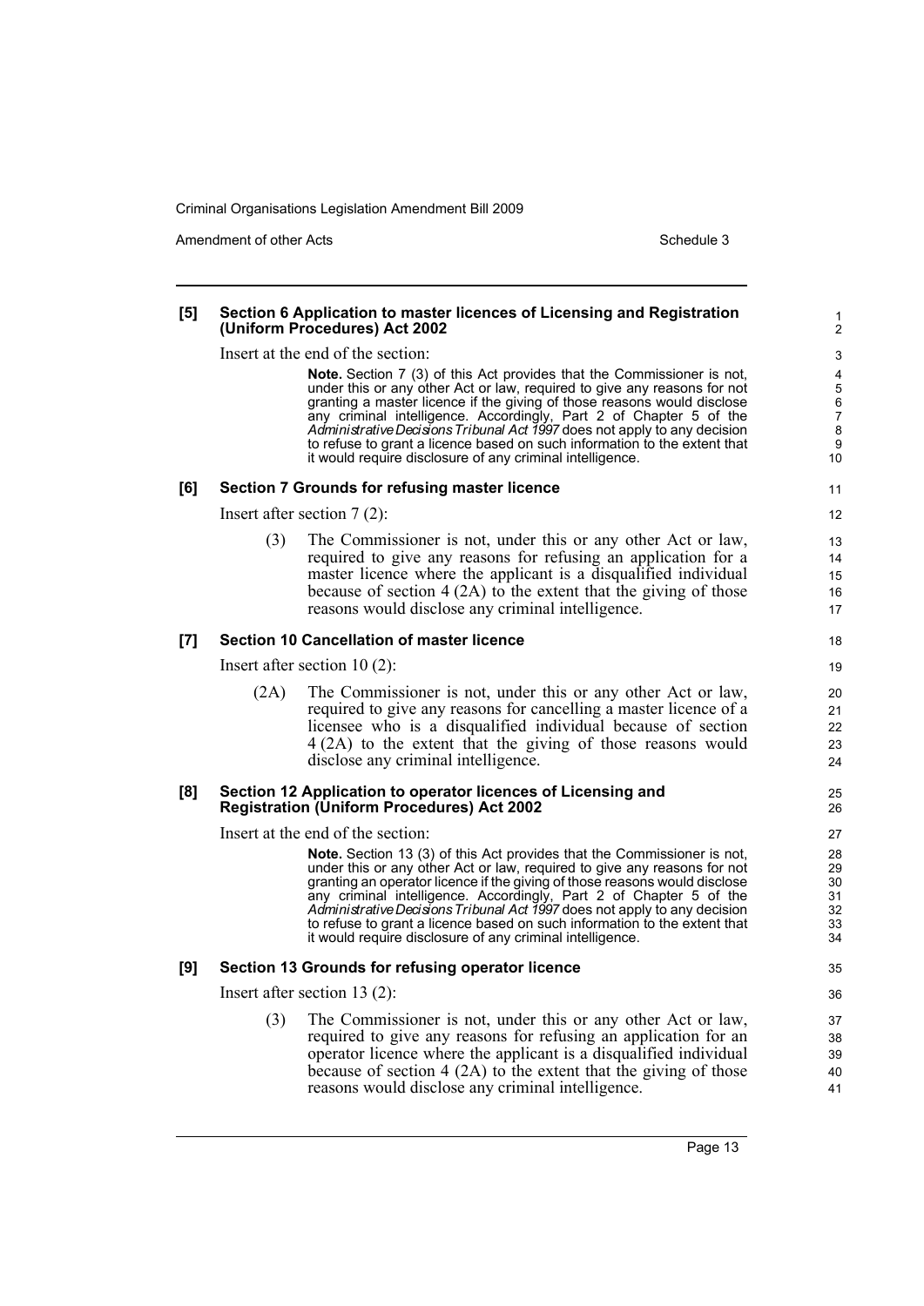**[5] Section 6 Application to master licences of Licensing and Registration (Uniform Procedures) Act 2002**

Insert at the end of the section:

> **Note.** Section 7 (3) of this Act provides that the Commissioner is not, under this or any other Act or law, required to give any reasons for not granting a master licence if the giving of those reasons would disclose any criminal intelligence. Accordingly, Part 2 of Chapter 5 of the *Administrative Decisions Tribunal Act 1997* does not apply to any decision to refuse to grant a licence based on such information to the extent that it would require disclosure of any criminal intelligence.

**[6] Section 7 Grounds for refusing master licence**

Insert after section 7 (2):

(3) The Commissioner is not, under this or any other Act or law, required to give any reasons for refusing an application for a master licence where the applicant is a disqualified individual because of section 4 (2A) to the extent that the giving of those reasons would disclose any criminal intelligence.

**[7] Section 10 Cancellation of master licence**

Insert after section 10 (2):

(2A) The Commissioner is not, under this or any other Act or law, required to give any reasons for cancelling a master licence of a licensee who is a disqualified individual because of section 4 (2A) to the extent that the giving of those reasons would disclose any criminal intelligence.

**[8] Section 12 Application to operator licences of Licensing and Registration (Uniform Procedures) Act 2002**

Insert at the end of the section:

> **Note.** Section 13 (3) of this Act provides that the Commissioner is not, under this or any other Act or law, required to give any reasons for not granting an operator licence if the giving of those reasons would disclose any criminal intelligence. Accordingly, Part 2 of Chapter 5 of the *Administrative Decisions Tribunal Act 1997* does not apply to any decision to refuse to grant a licence based on such information to the extent that it would require disclosure of any criminal intelligence.

**[9] Section 13 Grounds for refusing operator licence**

Insert after section 13 (2):

(3) The Commissioner is not, under this or any other Act or law, required to give any reasons for refusing an application for an operator licence where the applicant is a disqualified individual because of section 4 (2A) to the extent that the giving of those reasons would disclose any criminal intelligence.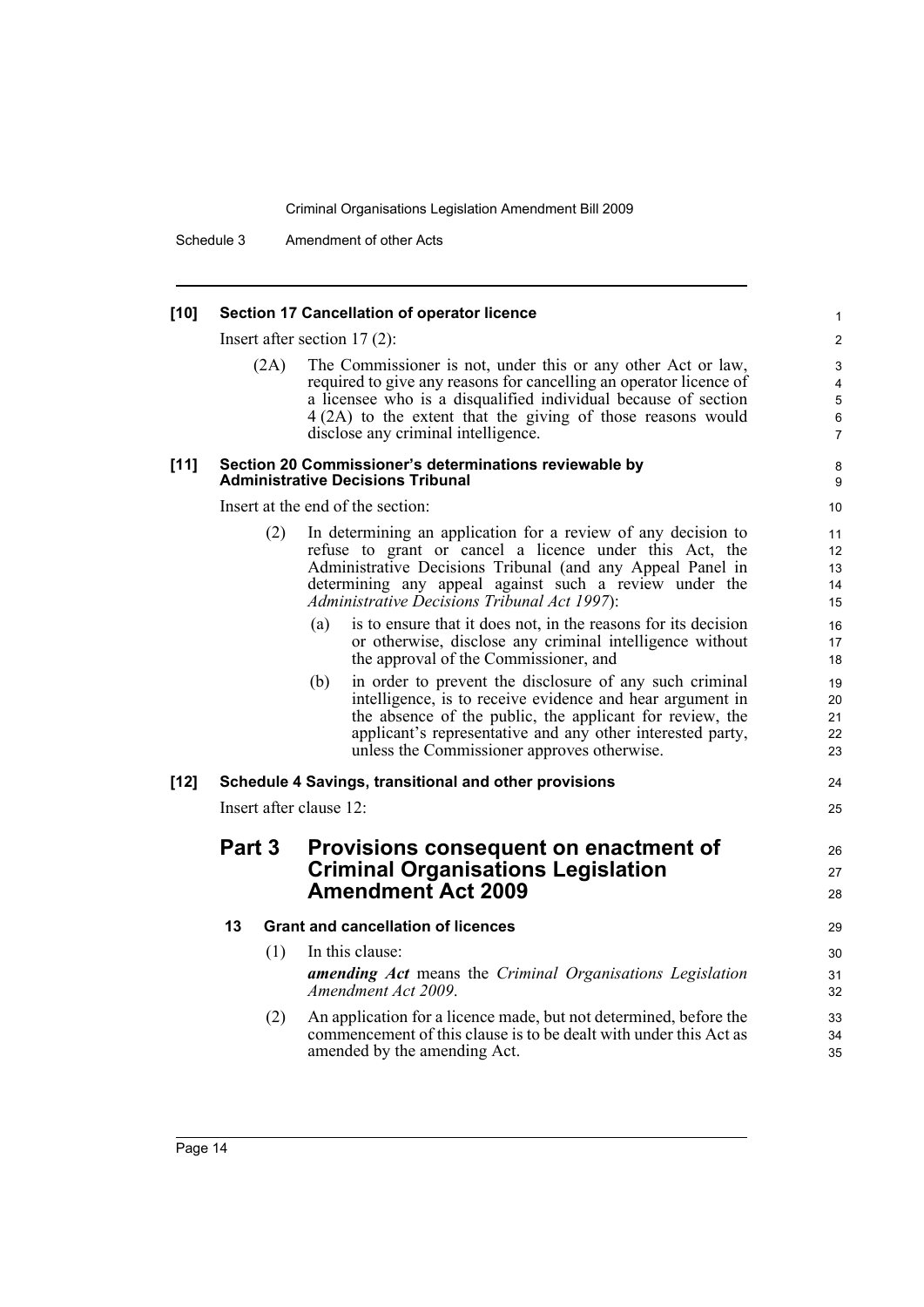**[10] Section 17 Cancellation of operator licence**

Insert after section 17 (2):

(2A) The Commissioner is not, under this or any other Act or law, required to give any reasons for cancelling an operator licence of a licensee who is a disqualified individual because of section 4 (2A) to the extent that the giving of those reasons would disclose any criminal intelligence.

**[11] Section 20 Commissioner's determinations reviewable by Administrative Decisions Tribunal**

Insert at the end of the section:

(2) In determining an application for a review of any decision to refuse to grant or cancel a licence under this Act, the Administrative Decisions Tribunal (and any Appeal Panel in determining any appeal against such a review under the *Administrative Decisions Tribunal Act 1997*):

(a) is to ensure that it does not, in the reasons for its decision or otherwise, disclose any criminal intelligence without the approval of the Commissioner, and

(b) in order to prevent the disclosure of any such criminal intelligence, is to receive evidence and hear argument in the absence of the public, the applicant for review, the applicant's representative and any other interested party, unless the Commissioner approves otherwise.

**[12] Schedule 4 Savings, transitional and other provisions**

Insert after clause 12:

## Part 3 Provisions consequent on enactment of Criminal Organisations Legislation Amendment Act 2009

### 13 Grant and cancellation of licences

(1) In this clause:

***amending Act*** means the *Criminal Organisations Legislation Amendment Act 2009*.

(2) An application for a licence made, but not determined, before the commencement of this clause is to be dealt with under this Act as amended by the amending Act.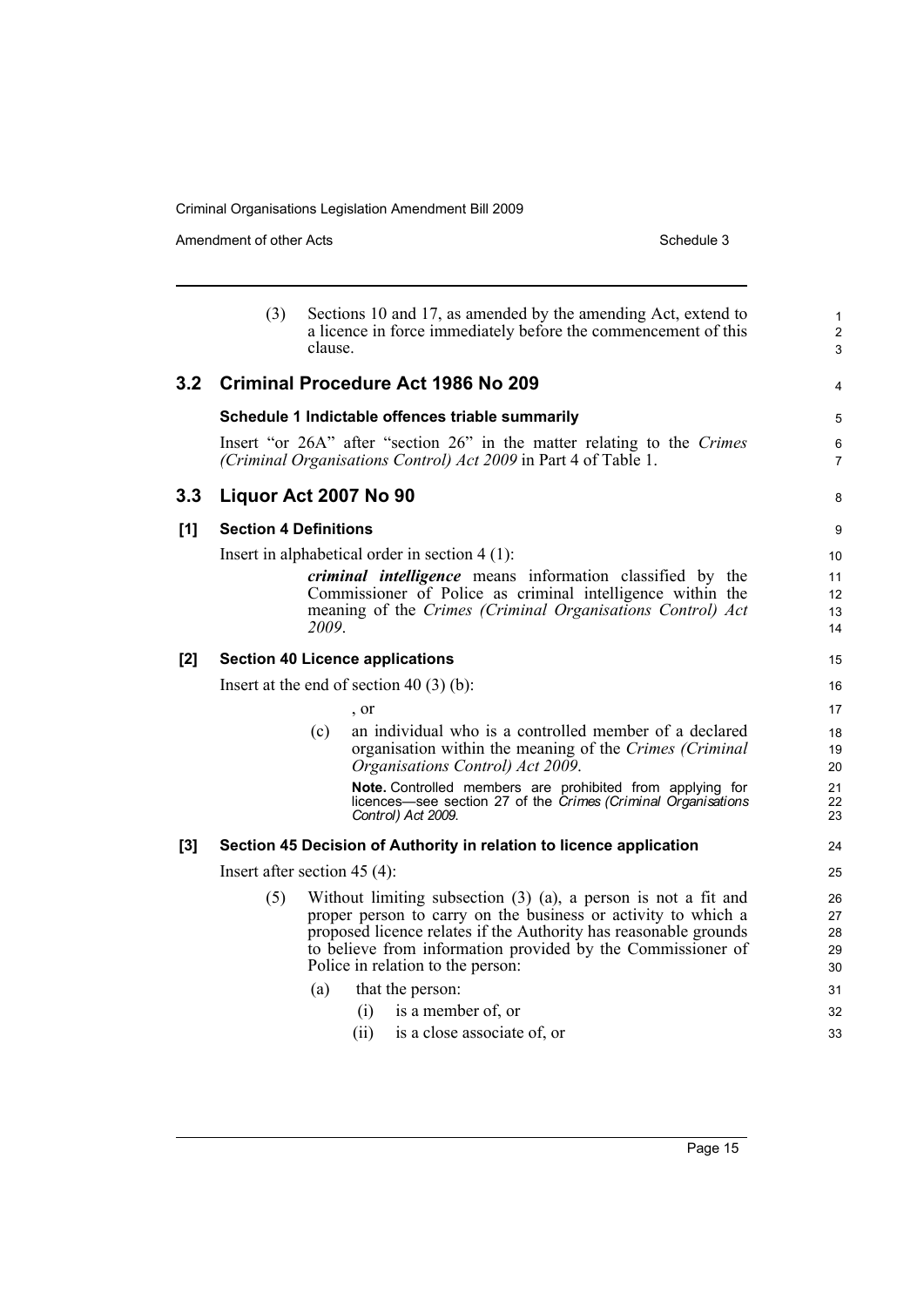(3) Sections 10 and 17, as amended by the amending Act, extend to a licence in force immediately before the commencement of this clause.

## 3.2 Criminal Procedure Act 1986 No 209

### Schedule 1 Indictable offences triable summarily

Insert "or 26A" after "section 26" in the matter relating to the *Crimes (Criminal Organisations Control) Act 2009* in Part 4 of Table 1.

## 3.3 Liquor Act 2007 No 90

### [1] Section 4 Definitions

Insert in alphabetical order in section 4 (1):

> ***criminal intelligence*** means information classified by the Commissioner of Police as criminal intelligence within the meaning of the *Crimes (Criminal Organisations Control) Act 2009*.

### [2] Section 40 Licence applications

Insert at the end of section 40 (3) (b):

> , or
>
> (c) an individual who is a controlled member of a declared organisation within the meaning of the *Crimes (Criminal Organisations Control) Act 2009*.
>
> **Note.** Controlled members are prohibited from applying for licences—see section 27 of the *Crimes (Criminal Organisations Control) Act 2009*.

### [3] Section 45 Decision of Authority in relation to licence application

Insert after section 45 (4):

> (5) Without limiting subsection (3) (a), a person is not a fit and proper person to carry on the business or activity to which a proposed licence relates if the Authority has reasonable grounds to believe from information provided by the Commissioner of Police in relation to the person:
>
> (a) that the person:
>
> (i) is a member of, or
>
> (ii) is a close associate of, or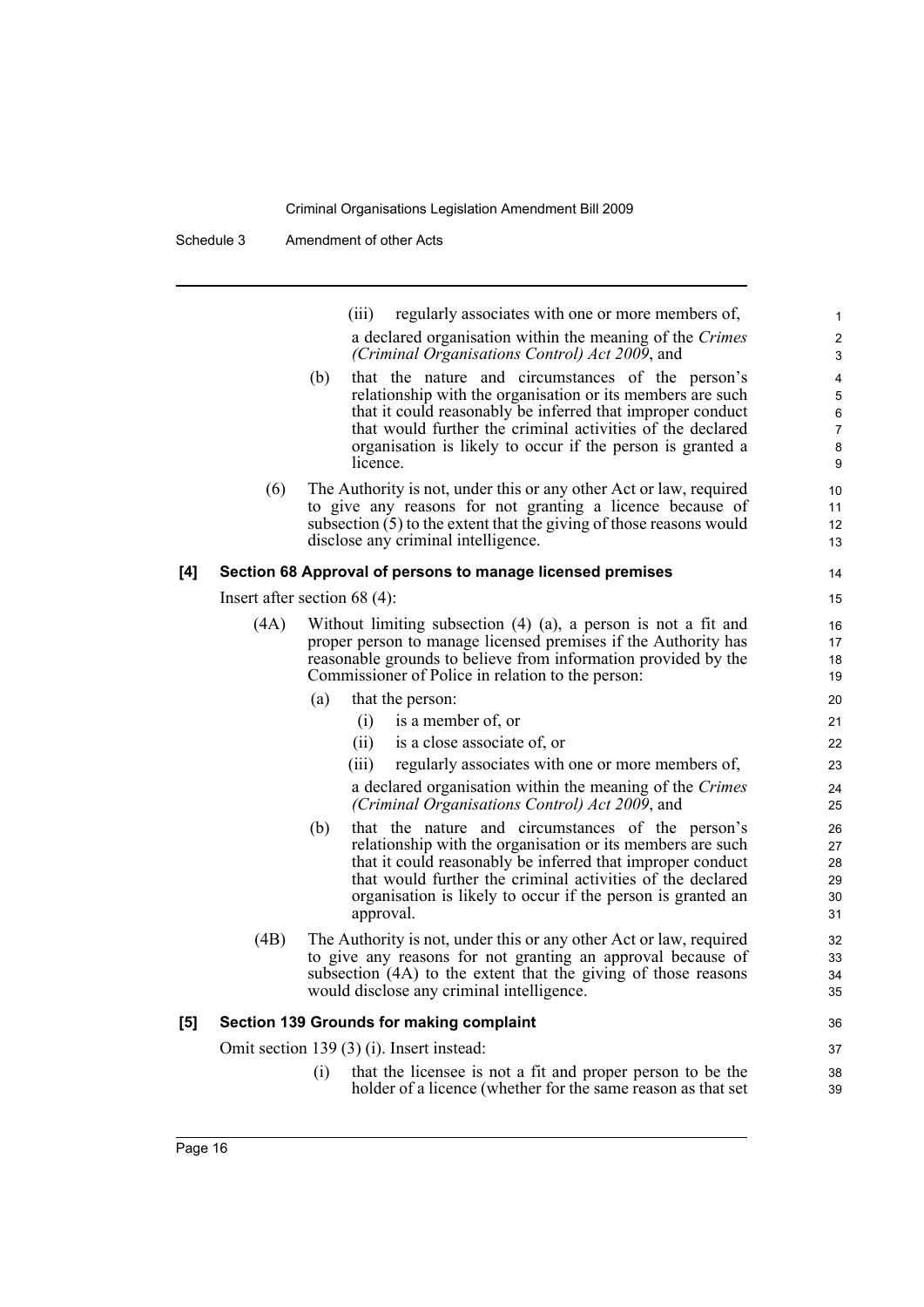(iii) regularly associates with one or more members of,

a declared organisation within the meaning of the *Crimes (Criminal Organisations Control) Act 2009*, and

(b) that the nature and circumstances of the person's relationship with the organisation or its members are such that it could reasonably be inferred that improper conduct that would further the criminal activities of the declared organisation is likely to occur if the person is granted a licence.

(6) The Authority is not, under this or any other Act or law, required to give any reasons for not granting a licence because of subsection (5) to the extent that the giving of those reasons would disclose any criminal intelligence.

**[4] Section 68 Approval of persons to manage licensed premises**

Insert after section 68 (4):

(4A) Without limiting subsection (4) (a), a person is not a fit and proper person to manage licensed premises if the Authority has reasonable grounds to believe from information provided by the Commissioner of Police in relation to the person:

(a) that the person:

(i) is a member of, or

(ii) is a close associate of, or

(iii) regularly associates with one or more members of,

a declared organisation within the meaning of the *Crimes (Criminal Organisations Control) Act 2009*, and

(b) that the nature and circumstances of the person's relationship with the organisation or its members are such that it could reasonably be inferred that improper conduct that would further the criminal activities of the declared organisation is likely to occur if the person is granted an approval.

(4B) The Authority is not, under this or any other Act or law, required to give any reasons for not granting an approval because of subsection (4A) to the extent that the giving of those reasons would disclose any criminal intelligence.

**[5] Section 139 Grounds for making complaint**

Omit section 139 (3) (i). Insert instead:

(i) that the licensee is not a fit and proper person to be the holder of a licence (whether for the same reason as that set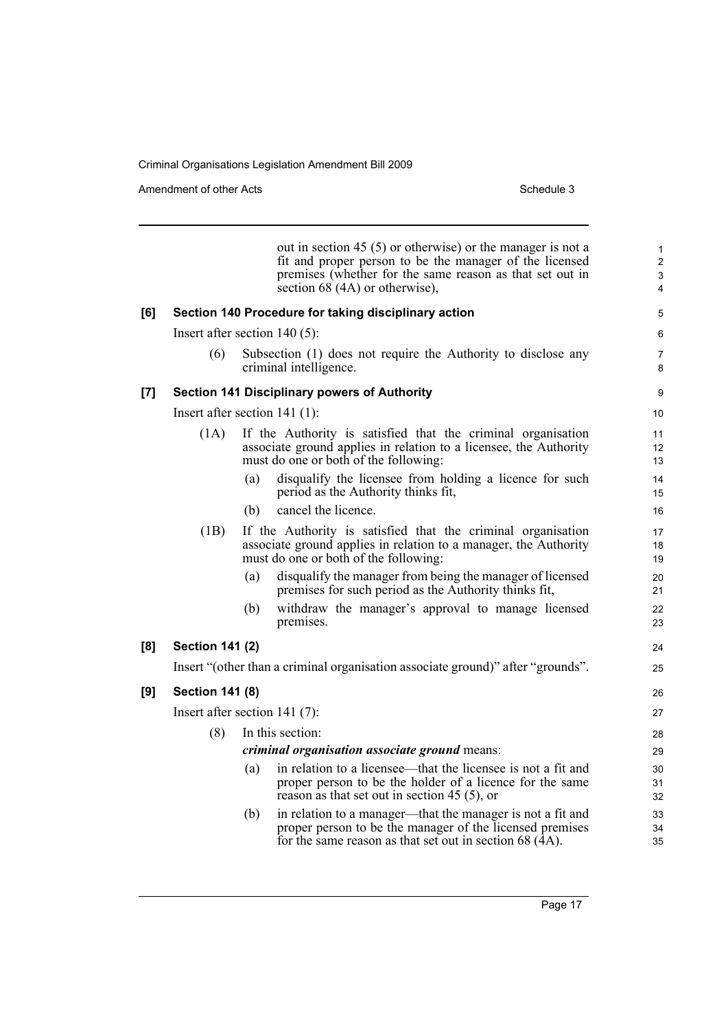out in section 45 (5) or otherwise) or the manager is not a fit and proper person to be the manager of the licensed premises (whether for the same reason as that set out in section 68 (4A) or otherwise),

**[6] Section 140 Procedure for taking disciplinary action**

Insert after section 140 (5):

(6) Subsection (1) does not require the Authority to disclose any criminal intelligence.

**[7] Section 141 Disciplinary powers of Authority**

Insert after section 141 (1):

(1A) If the Authority is satisfied that the criminal organisation associate ground applies in relation to a licensee, the Authority must do one or both of the following:

(a) disqualify the licensee from holding a licence for such period as the Authority thinks fit,

(b) cancel the licence.

(1B) If the Authority is satisfied that the criminal organisation associate ground applies in relation to a manager, the Authority must do one or both of the following:

(a) disqualify the manager from being the manager of licensed premises for such period as the Authority thinks fit,

(b) withdraw the manager's approval to manage licensed premises.

**[8] Section 141 (2)**

Insert "(other than a criminal organisation associate ground)" after "grounds".

**[9] Section 141 (8)**

Insert after section 141 (7):

(8) In this section:

***criminal organisation associate ground*** means:

(a) in relation to a licensee—that the licensee is not a fit and proper person to be the holder of a licence for the same reason as that set out in section 45 (5), or

(b) in relation to a manager—that the manager is not a fit and proper person to be the manager of the licensed premises for the same reason as that set out in section 68 (4A).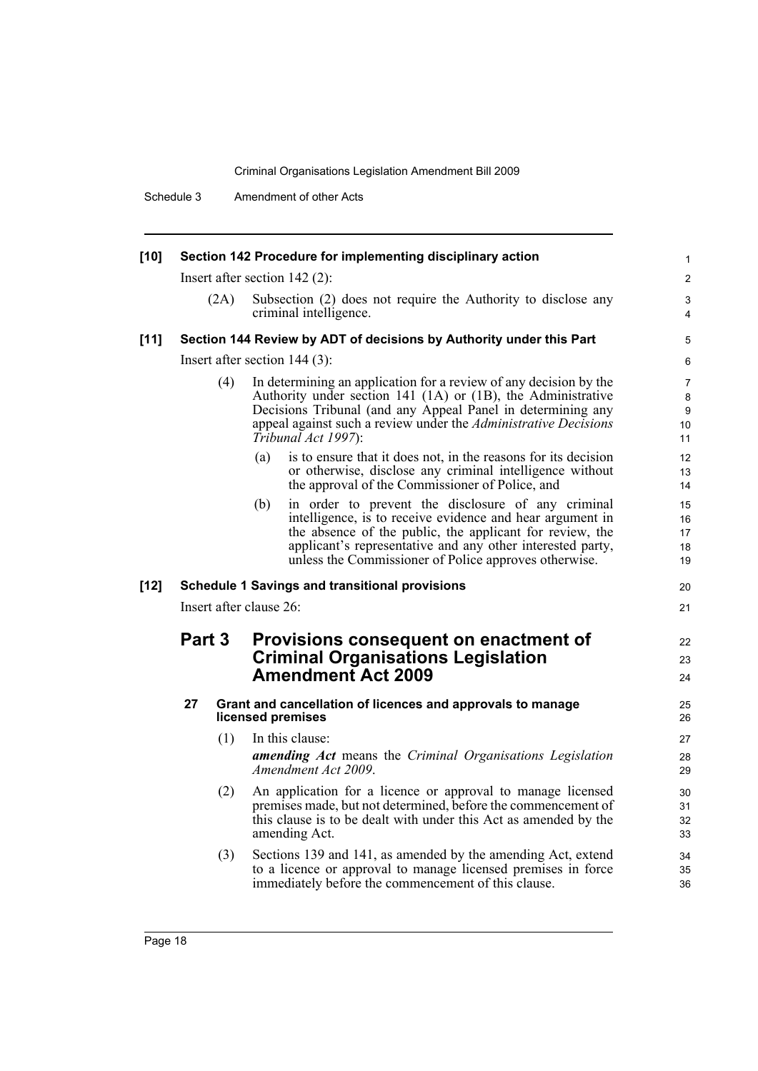**[10] Section 142 Procedure for implementing disciplinary action**

Insert after section 142 (2):

(2A) Subsection (2) does not require the Authority to disclose any criminal intelligence.

**[11] Section 144 Review by ADT of decisions by Authority under this Part**

Insert after section 144 (3):

(4) In determining an application for a review of any decision by the Authority under section 141 (1A) or (1B), the Administrative Decisions Tribunal (and any Appeal Panel in determining any appeal against such a review under the *Administrative Decisions Tribunal Act 1997*):

(a) is to ensure that it does not, in the reasons for its decision or otherwise, disclose any criminal intelligence without the approval of the Commissioner of Police, and

(b) in order to prevent the disclosure of any criminal intelligence, is to receive evidence and hear argument in the absence of the public, the applicant for review, the applicant's representative and any other interested party, unless the Commissioner of Police approves otherwise.

**[12] Schedule 1 Savings and transitional provisions**

Insert after clause 26:

## Part 3 Provisions consequent on enactment of Criminal Organisations Legislation Amendment Act 2009

### 27 Grant and cancellation of licences and approvals to manage licensed premises

(1) In this clause:

***amending Act*** means the *Criminal Organisations Legislation Amendment Act 2009*.

(2) An application for a licence or approval to manage licensed premises made, but not determined, before the commencement of this clause is to be dealt with under this Act as amended by the amending Act.

(3) Sections 139 and 141, as amended by the amending Act, extend to a licence or approval to manage licensed premises in force immediately before the commencement of this clause.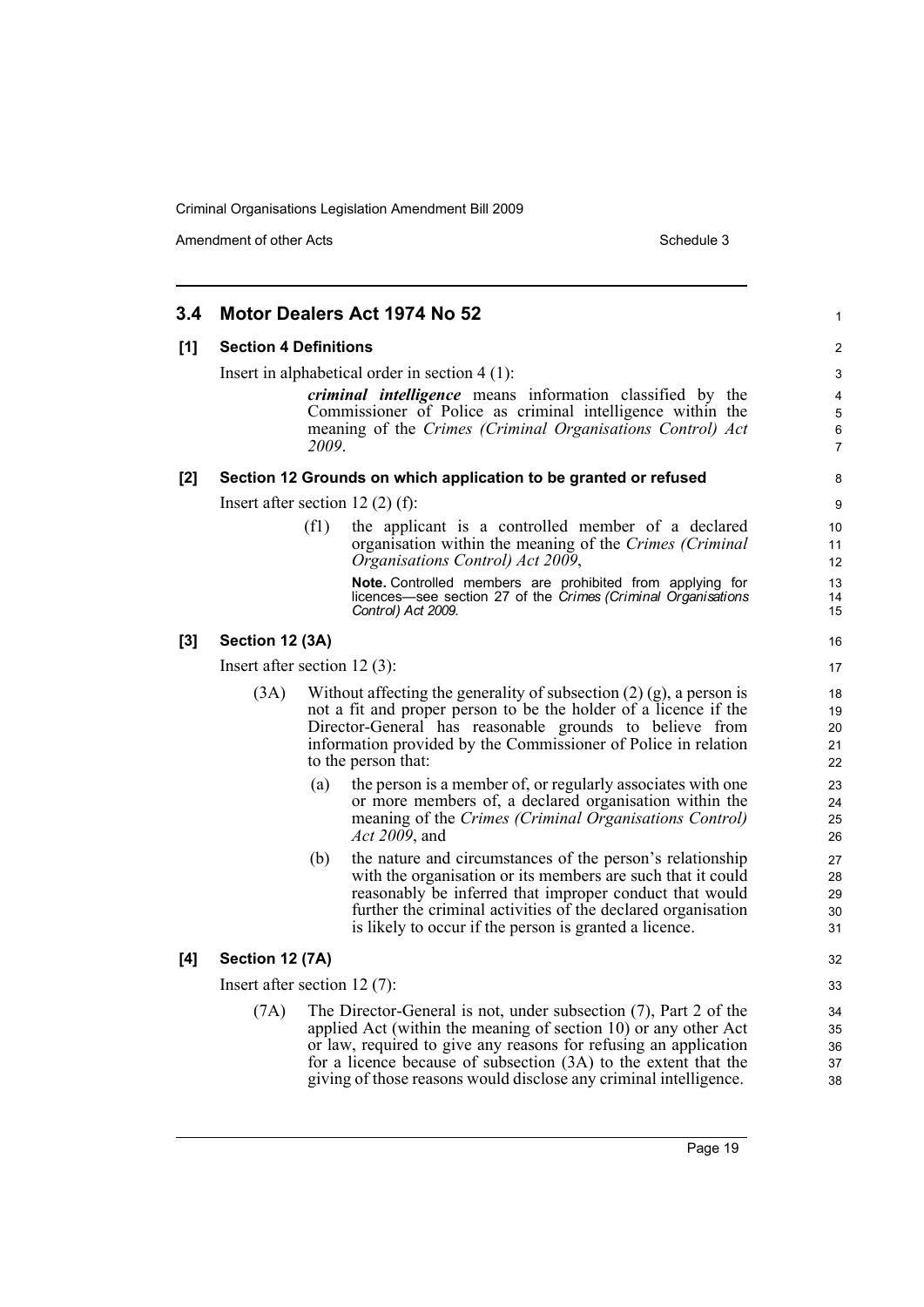## 3.4 Motor Dealers Act 1974 No 52

### [1] Section 4 Definitions

Insert in alphabetical order in section 4 (1):

> ***criminal intelligence*** means information classified by the Commissioner of Police as criminal intelligence within the meaning of the *Crimes (Criminal Organisations Control) Act 2009*.

### [2] Section 12 Grounds on which application to be granted or refused

Insert after section 12 (2) (f):

> (f1) the applicant is a controlled member of a declared organisation within the meaning of the *Crimes (Criminal Organisations Control) Act 2009*,
>
> **Note.** Controlled members are prohibited from applying for licences—see section 27 of the *Crimes (Criminal Organisations Control) Act 2009*.

### [3] Section 12 (3A)

Insert after section 12 (3):

> (3A) Without affecting the generality of subsection (2) (g), a person is not a fit and proper person to be the holder of a licence if the Director-General has reasonable grounds to believe from information provided by the Commissioner of Police in relation to the person that:
>
> (a) the person is a member of, or regularly associates with one or more members of, a declared organisation within the meaning of the *Crimes (Criminal Organisations Control) Act 2009*, and
>
> (b) the nature and circumstances of the person's relationship with the organisation or its members are such that it could reasonably be inferred that improper conduct that would further the criminal activities of the declared organisation is likely to occur if the person is granted a licence.

### [4] Section 12 (7A)

Insert after section 12 (7):

> (7A) The Director-General is not, under subsection (7), Part 2 of the applied Act (within the meaning of section 10) or any other Act or law, required to give any reasons for refusing an application for a licence because of subsection (3A) to the extent that the giving of those reasons would disclose any criminal intelligence.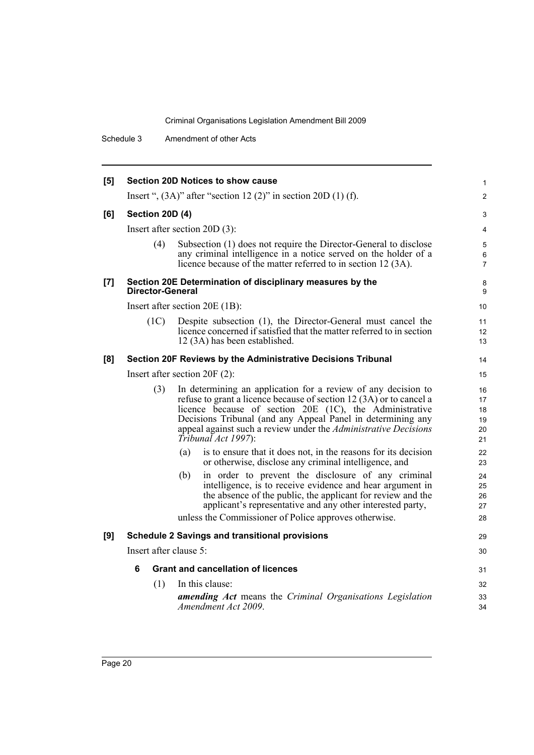**[5] Section 20D Notices to show cause**

Insert ", (3A)" after "section 12 (2)" in section 20D (1) (f).

**[6] Section 20D (4)**

Insert after section 20D (3):

(4) Subsection (1) does not require the Director-General to disclose any criminal intelligence in a notice served on the holder of a licence because of the matter referred to in section 12 (3A).

**[7] Section 20E Determination of disciplinary measures by the Director-General**

Insert after section 20E (1B):

(1C) Despite subsection (1), the Director-General must cancel the licence concerned if satisfied that the matter referred to in section 12 (3A) has been established.

**[8] Section 20F Reviews by the Administrative Decisions Tribunal**

Insert after section 20F (2):

(3) In determining an application for a review of any decision to refuse to grant a licence because of section 12 (3A) or to cancel a licence because of section 20E (1C), the Administrative Decisions Tribunal (and any Appeal Panel in determining any appeal against such a review under the *Administrative Decisions Tribunal Act 1997*):

(a) is to ensure that it does not, in the reasons for its decision or otherwise, disclose any criminal intelligence, and

(b) in order to prevent the disclosure of any criminal intelligence, is to receive evidence and hear argument in the absence of the public, the applicant for review and the applicant's representative and any other interested party,

unless the Commissioner of Police approves otherwise.

**[9] Schedule 2 Savings and transitional provisions**

Insert after clause 5:

**6 Grant and cancellation of licences**

(1) In this clause:

***amending Act*** means the *Criminal Organisations Legislation Amendment Act 2009*.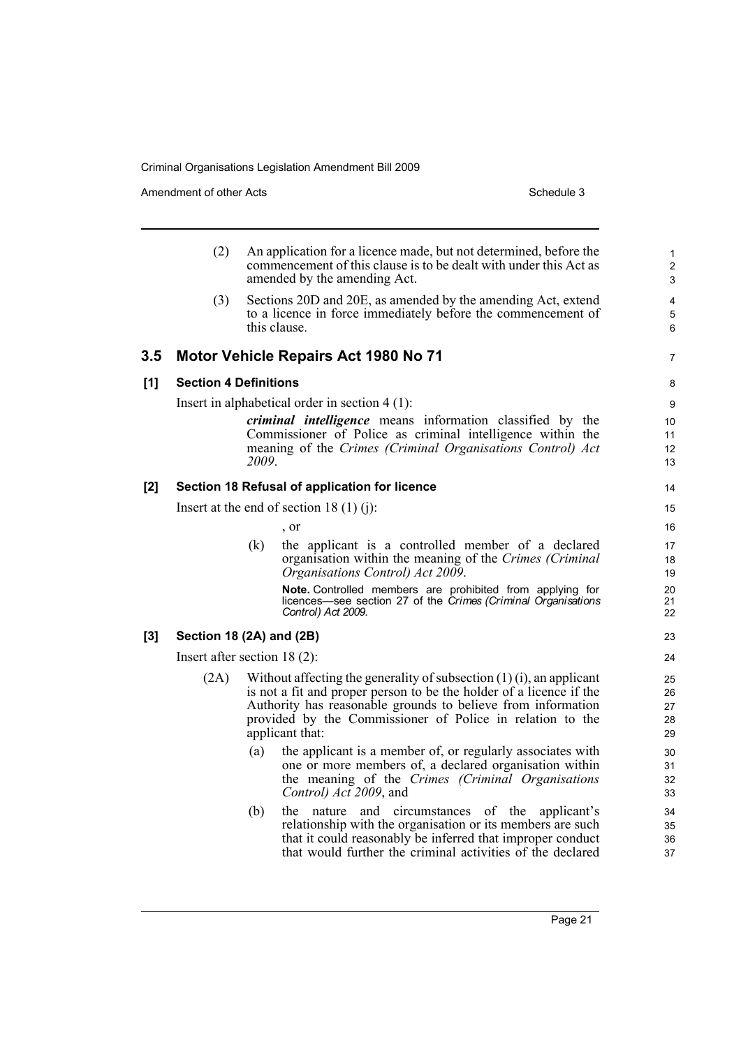(2) An application for a licence made, but not determined, before the commencement of this clause is to be dealt with under this Act as amended by the amending Act.

(3) Sections 20D and 20E, as amended by the amending Act, extend to a licence in force immediately before the commencement of this clause.

## 3.5 Motor Vehicle Repairs Act 1980 No 71

### [1] Section 4 Definitions

Insert in alphabetical order in section 4 (1):

> ***criminal intelligence*** means information classified by the Commissioner of Police as criminal intelligence within the meaning of the *Crimes (Criminal Organisations Control) Act 2009*.

### [2] Section 18 Refusal of application for licence

Insert at the end of section 18 (1) (j):

> , or
>
> (k) the applicant is a controlled member of a declared organisation within the meaning of the *Crimes (Criminal Organisations Control) Act 2009*.
>
> **Note.** Controlled members are prohibited from applying for licences—see section 27 of the *Crimes (Criminal Organisations Control) Act 2009*.

### [3] Section 18 (2A) and (2B)

Insert after section 18 (2):

> (2A) Without affecting the generality of subsection (1) (i), an applicant is not a fit and proper person to be the holder of a licence if the Authority has reasonable grounds to believe from information provided by the Commissioner of Police in relation to the applicant that:
>
> (a) the applicant is a member of, or regularly associates with one or more members of, a declared organisation within the meaning of the *Crimes (Criminal Organisations Control) Act 2009*, and
>
> (b) the nature and circumstances of the applicant's relationship with the organisation or its members are such that it could reasonably be inferred that improper conduct that would further the criminal activities of the declared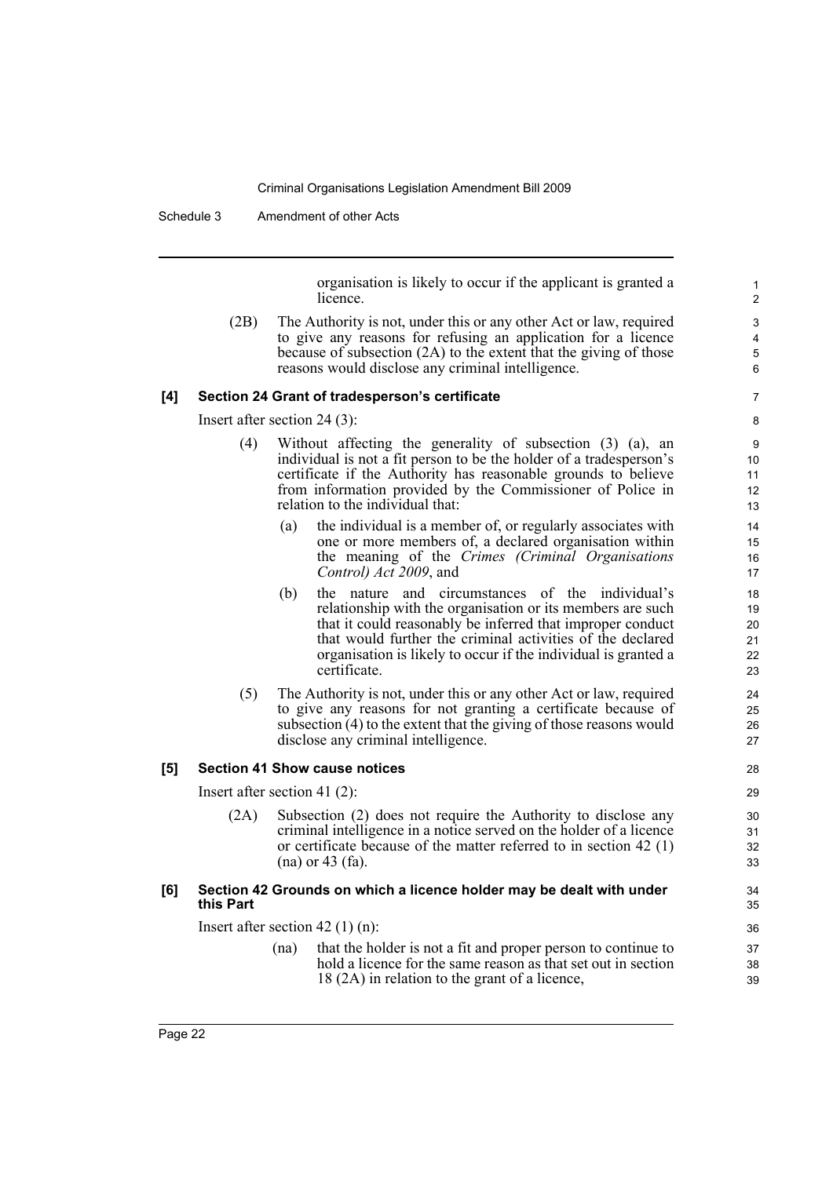organisation is likely to occur if the applicant is granted a licence.

(2B) The Authority is not, under this or any other Act or law, required to give any reasons for refusing an application for a licence because of subsection (2A) to the extent that the giving of those reasons would disclose any criminal intelligence.

**[4] Section 24 Grant of tradesperson's certificate**

Insert after section 24 (3):

(4) Without affecting the generality of subsection (3) (a), an individual is not a fit person to be the holder of a tradesperson's certificate if the Authority has reasonable grounds to believe from information provided by the Commissioner of Police in relation to the individual that:

(a) the individual is a member of, or regularly associates with one or more members of, a declared organisation within the meaning of the *Crimes (Criminal Organisations Control) Act 2009*, and

(b) the nature and circumstances of the individual's relationship with the organisation or its members are such that it could reasonably be inferred that improper conduct that would further the criminal activities of the declared organisation is likely to occur if the individual is granted a certificate.

(5) The Authority is not, under this or any other Act or law, required to give any reasons for not granting a certificate because of subsection (4) to the extent that the giving of those reasons would disclose any criminal intelligence.

**[5] Section 41 Show cause notices**

Insert after section 41 (2):

(2A) Subsection (2) does not require the Authority to disclose any criminal intelligence in a notice served on the holder of a licence or certificate because of the matter referred to in section 42 (1) (na) or 43 (fa).

**[6] Section 42 Grounds on which a licence holder may be dealt with under this Part**

Insert after section 42 (1) (n):

(na) that the holder is not a fit and proper person to continue to hold a licence for the same reason as that set out in section 18 (2A) in relation to the grant of a licence,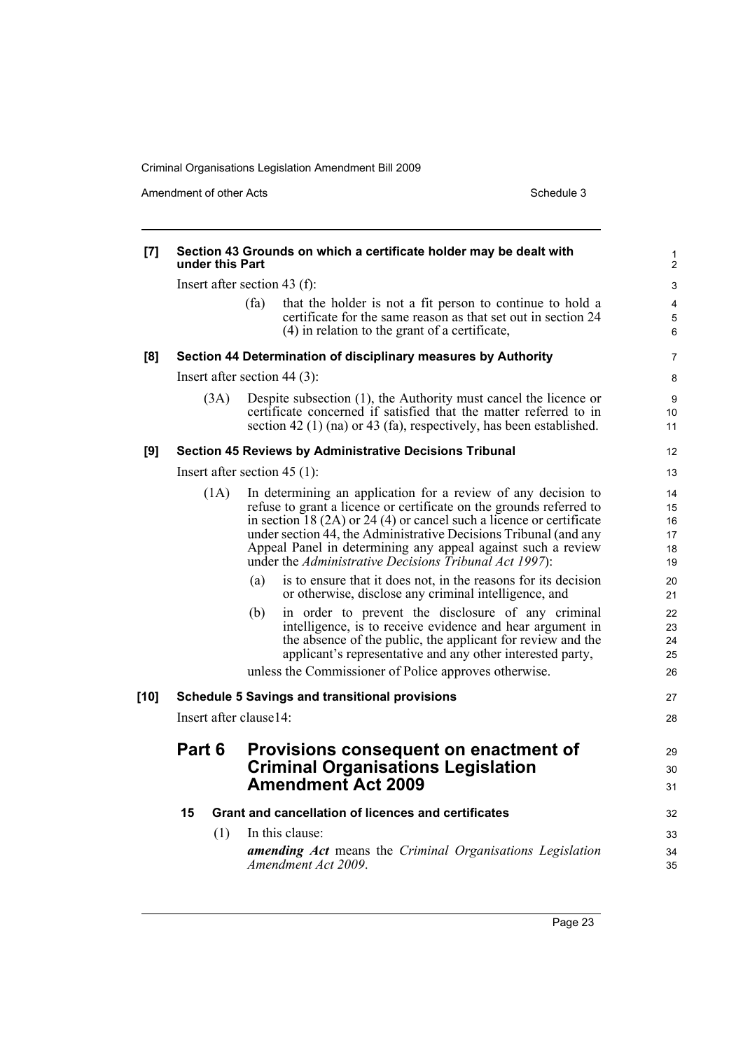**[7] Section 43 Grounds on which a certificate holder may be dealt with under this Part**

Insert after section 43 (f):

> (fa) that the holder is not a fit person to continue to hold a certificate for the same reason as that set out in section 24 (4) in relation to the grant of a certificate,

**[8] Section 44 Determination of disciplinary measures by Authority**

Insert after section 44 (3):

> (3A) Despite subsection (1), the Authority must cancel the licence or certificate concerned if satisfied that the matter referred to in section 42 (1) (na) or 43 (fa), respectively, has been established.

**[9] Section 45 Reviews by Administrative Decisions Tribunal**

Insert after section 45 (1):

> (1A) In determining an application for a review of any decision to refuse to grant a licence or certificate on the grounds referred to in section 18 (2A) or 24 (4) or cancel such a licence or certificate under section 44, the Administrative Decisions Tribunal (and any Appeal Panel in determining any appeal against such a review under the *Administrative Decisions Tribunal Act 1997*):
>
> (a) is to ensure that it does not, in the reasons for its decision or otherwise, disclose any criminal intelligence, and
>
> (b) in order to prevent the disclosure of any criminal intelligence, is to receive evidence and hear argument in the absence of the public, the applicant for review and the applicant's representative and any other interested party,
>
> unless the Commissioner of Police approves otherwise.

**[10] Schedule 5 Savings and transitional provisions**

Insert after clause14:

## Part 6 Provisions consequent on enactment of Criminal Organisations Legislation Amendment Act 2009

### 15 Grant and cancellation of licences and certificates

(1) In this clause:

***amending Act*** means the *Criminal Organisations Legislation Amendment Act 2009*.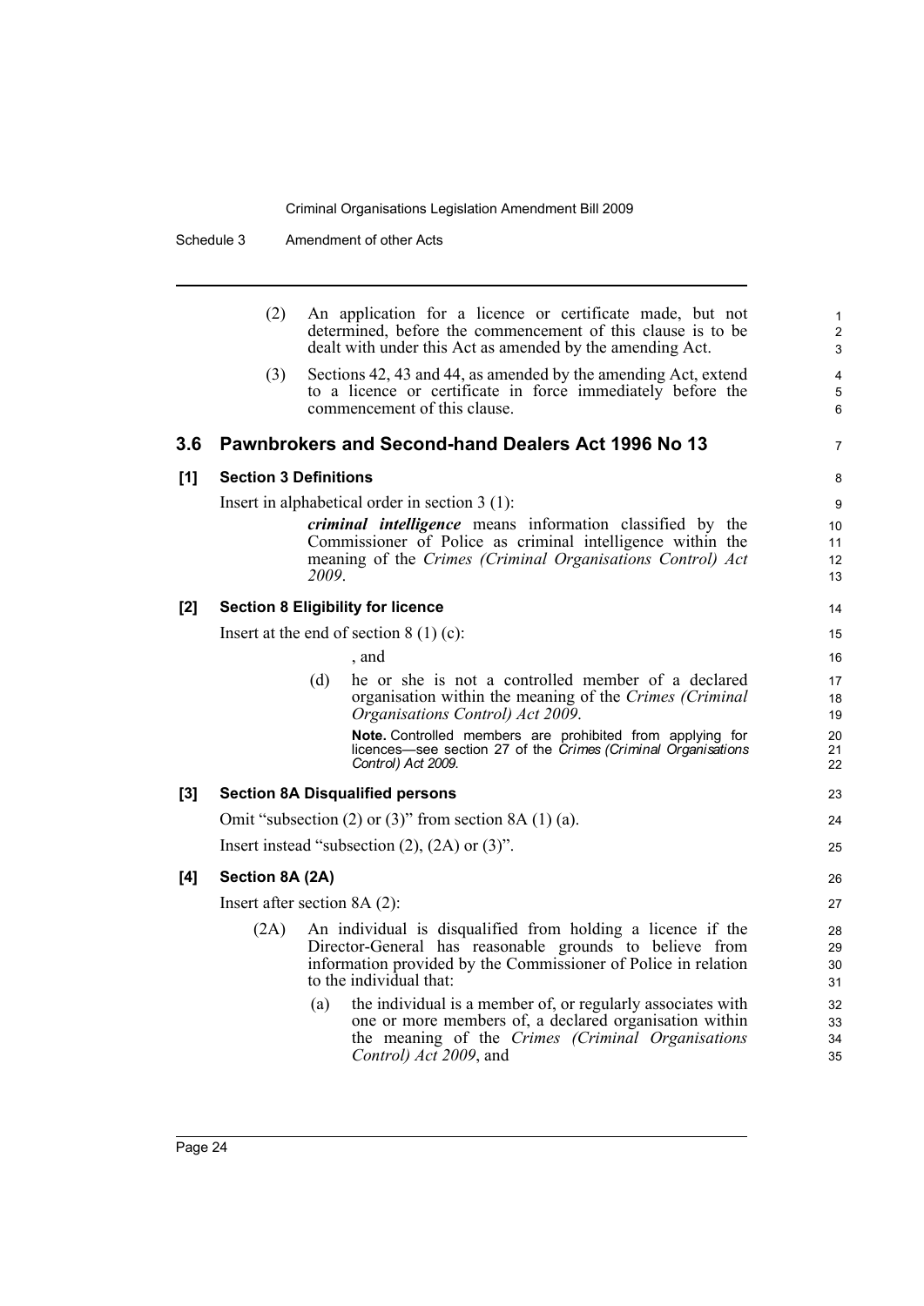(2) An application for a licence or certificate made, but not determined, before the commencement of this clause is to be dealt with under this Act as amended by the amending Act.

(3) Sections 42, 43 and 44, as amended by the amending Act, extend to a licence or certificate in force immediately before the commencement of this clause.

## 3.6 Pawnbrokers and Second-hand Dealers Act 1996 No 13

### [1] Section 3 Definitions

Insert in alphabetical order in section 3 (1):

> ***criminal intelligence*** means information classified by the Commissioner of Police as criminal intelligence within the meaning of the *Crimes (Criminal Organisations Control) Act 2009*.

### [2] Section 8 Eligibility for licence

Insert at the end of section 8 (1) (c):

> , and
>
> (d) he or she is not a controlled member of a declared organisation within the meaning of the *Crimes (Criminal Organisations Control) Act 2009*.
>
> **Note.** Controlled members are prohibited from applying for licences—see section 27 of the *Crimes (Criminal Organisations Control) Act 2009*.

### [3] Section 8A Disqualified persons

Omit "subsection (2) or (3)" from section 8A (1) (a).

Insert instead "subsection (2), (2A) or (3)".

### [4] Section 8A (2A)

Insert after section 8A (2):

> (2A) An individual is disqualified from holding a licence if the Director-General has reasonable grounds to believe from information provided by the Commissioner of Police in relation to the individual that:
>
> (a) the individual is a member of, or regularly associates with one or more members of, a declared organisation within the meaning of the *Crimes (Criminal Organisations Control) Act 2009*, and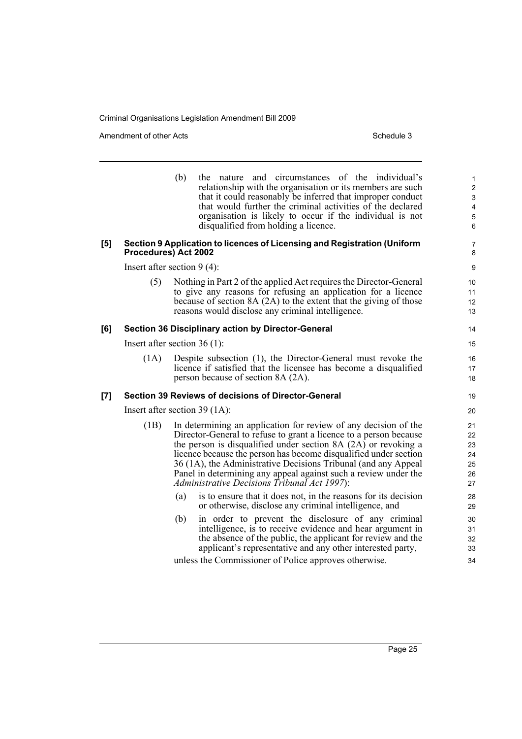(b) the nature and circumstances of the individual's relationship with the organisation or its members are such that it could reasonably be inferred that improper conduct that would further the criminal activities of the declared organisation is likely to occur if the individual is not disqualified from holding a licence.

**[5] Section 9 Application to licences of Licensing and Registration (Uniform Procedures) Act 2002**

Insert after section 9 (4):

(5) Nothing in Part 2 of the applied Act requires the Director-General to give any reasons for refusing an application for a licence because of section 8A (2A) to the extent that the giving of those reasons would disclose any criminal intelligence.

**[6] Section 36 Disciplinary action by Director-General**

Insert after section 36 (1):

(1A) Despite subsection (1), the Director-General must revoke the licence if satisfied that the licensee has become a disqualified person because of section 8A (2A).

**[7] Section 39 Reviews of decisions of Director-General**

Insert after section 39 (1A):

(1B) In determining an application for review of any decision of the Director-General to refuse to grant a licence to a person because the person is disqualified under section 8A (2A) or revoking a licence because the person has become disqualified under section 36 (1A), the Administrative Decisions Tribunal (and any Appeal Panel in determining any appeal against such a review under the *Administrative Decisions Tribunal Act 1997*):

(a) is to ensure that it does not, in the reasons for its decision or otherwise, disclose any criminal intelligence, and

(b) in order to prevent the disclosure of any criminal intelligence, is to receive evidence and hear argument in the absence of the public, the applicant for review and the applicant's representative and any other interested party,

unless the Commissioner of Police approves otherwise.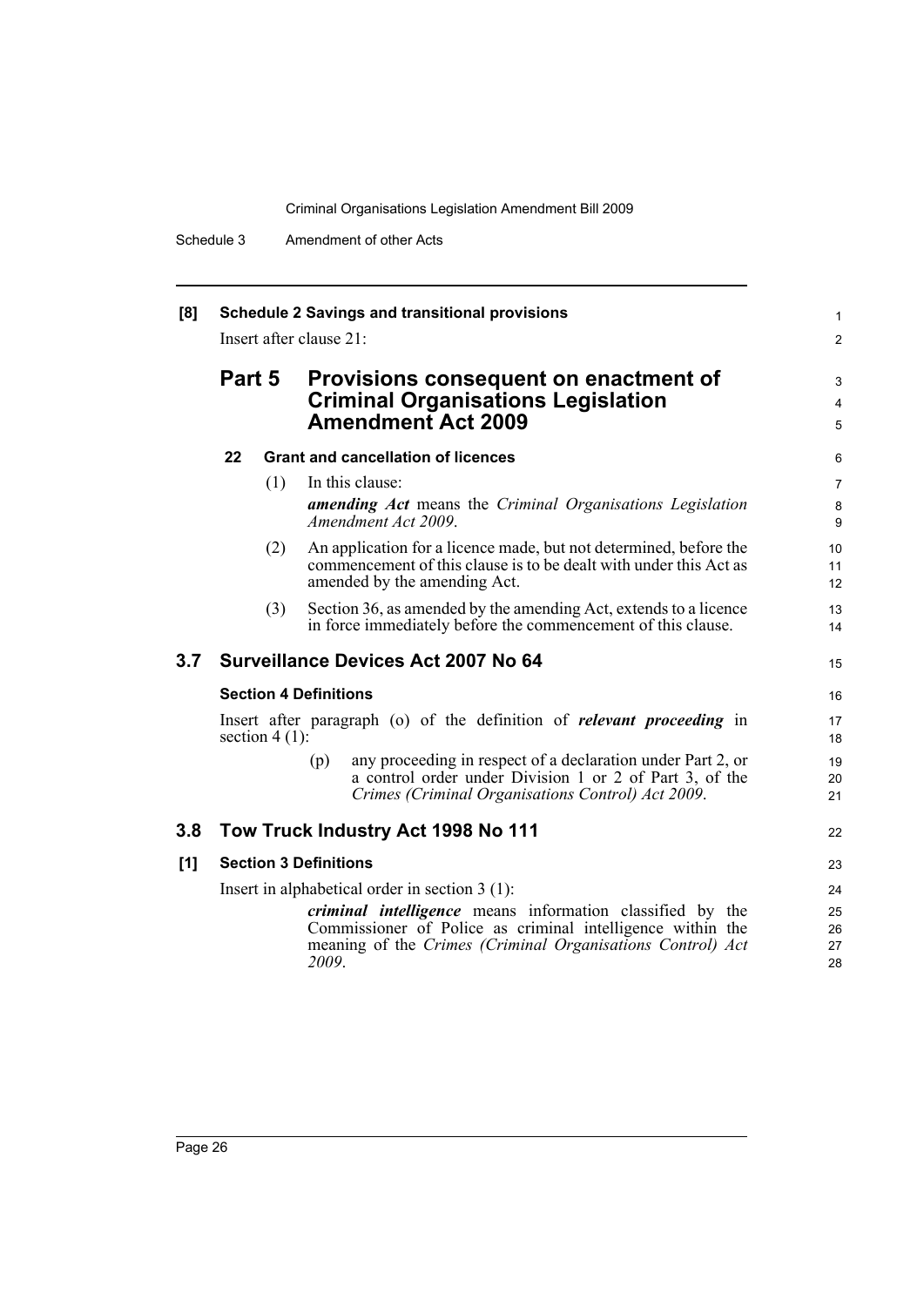**[8] Schedule 2 Savings and transitional provisions**

Insert after clause 21:

## Part 5 Provisions consequent on enactment of Criminal Organisations Legislation Amendment Act 2009

### 22 Grant and cancellation of licences

(1) In this clause:

***amending Act*** means the *Criminal Organisations Legislation Amendment Act 2009*.

(2) An application for a licence made, but not determined, before the commencement of this clause is to be dealt with under this Act as amended by the amending Act.

(3) Section 36, as amended by the amending Act, extends to a licence in force immediately before the commencement of this clause.

## 3.7 Surveillance Devices Act 2007 No 64

**Section 4 Definitions**

Insert after paragraph (o) of the definition of ***relevant proceeding*** in section 4 (1):

(p) any proceeding in respect of a declaration under Part 2, or a control order under Division 1 or 2 of Part 3, of the *Crimes (Criminal Organisations Control) Act 2009*.

## 3.8 Tow Truck Industry Act 1998 No 111

**[1] Section 3 Definitions**

Insert in alphabetical order in section 3 (1):

***criminal intelligence*** means information classified by the Commissioner of Police as criminal intelligence within the meaning of the *Crimes (Criminal Organisations Control) Act 2009*.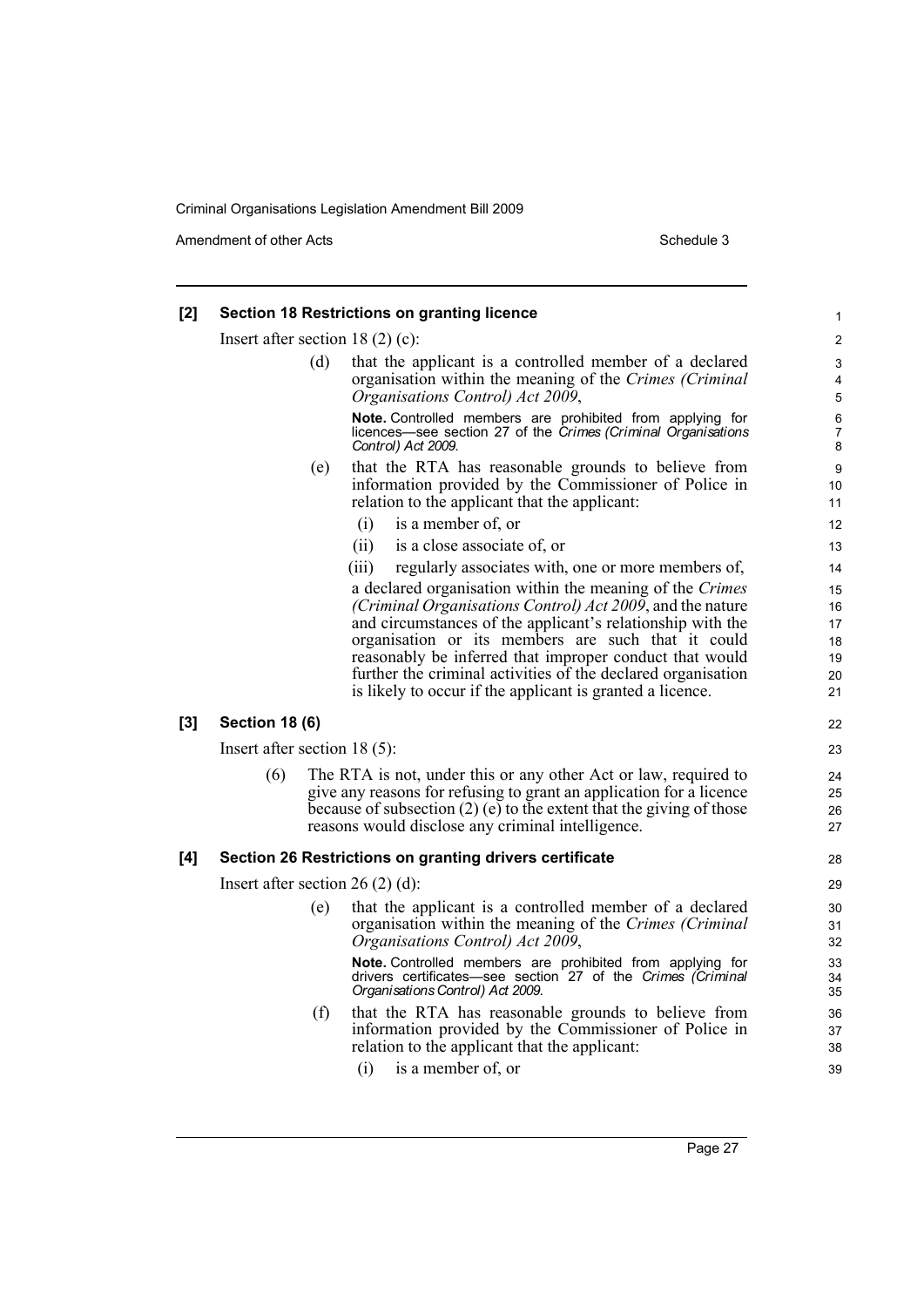**[2] Section 18 Restrictions on granting licence**

Insert after section 18 (2) (c):

(d) that the applicant is a controlled member of a declared organisation within the meaning of the *Crimes (Criminal Organisations Control) Act 2009*,

**Note.** Controlled members are prohibited from applying for licences—see section 27 of the *Crimes (Criminal Organisations Control) Act 2009*.

(e) that the RTA has reasonable grounds to believe from information provided by the Commissioner of Police in relation to the applicant that the applicant:

(i) is a member of, or

(ii) is a close associate of, or

(iii) regularly associates with, one or more members of,

a declared organisation within the meaning of the *Crimes (Criminal Organisations Control) Act 2009*, and the nature and circumstances of the applicant's relationship with the organisation or its members are such that it could reasonably be inferred that improper conduct that would further the criminal activities of the declared organisation is likely to occur if the applicant is granted a licence.

**[3] Section 18 (6)**

Insert after section 18 (5):

(6) The RTA is not, under this or any other Act or law, required to give any reasons for refusing to grant an application for a licence because of subsection (2) (e) to the extent that the giving of those reasons would disclose any criminal intelligence.

**[4] Section 26 Restrictions on granting drivers certificate**

Insert after section 26 (2) (d):

(e) that the applicant is a controlled member of a declared organisation within the meaning of the *Crimes (Criminal Organisations Control) Act 2009*,

**Note.** Controlled members are prohibited from applying for drivers certificates—see section 27 of the *Crimes (Criminal Organisations Control) Act 2009*.

(f) that the RTA has reasonable grounds to believe from information provided by the Commissioner of Police in relation to the applicant that the applicant:

(i) is a member of, or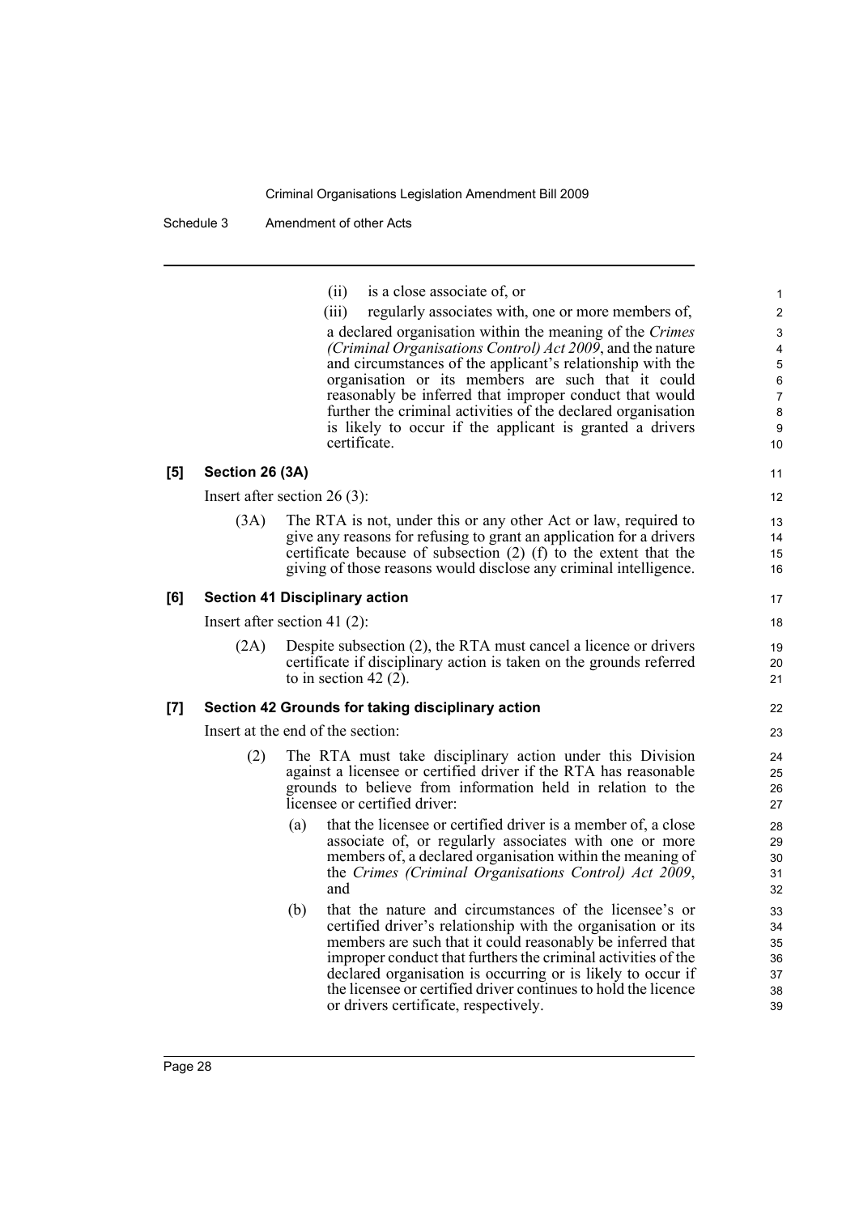(ii) is a close associate of, or

(iii) regularly associates with, one or more members of,

a declared organisation within the meaning of the *Crimes (Criminal Organisations Control) Act 2009*, and the nature and circumstances of the applicant's relationship with the organisation or its members are such that it could reasonably be inferred that improper conduct that would further the criminal activities of the declared organisation is likely to occur if the applicant is granted a drivers certificate.

**[5] Section 26 (3A)**

Insert after section 26 (3):

(3A) The RTA is not, under this or any other Act or law, required to give any reasons for refusing to grant an application for a drivers certificate because of subsection (2) (f) to the extent that the giving of those reasons would disclose any criminal intelligence.

**[6] Section 41 Disciplinary action**

Insert after section 41 (2):

(2A) Despite subsection (2), the RTA must cancel a licence or drivers certificate if disciplinary action is taken on the grounds referred to in section 42 (2).

**[7] Section 42 Grounds for taking disciplinary action**

Insert at the end of the section:

(2) The RTA must take disciplinary action under this Division against a licensee or certified driver if the RTA has reasonable grounds to believe from information held in relation to the licensee or certified driver:

(a) that the licensee or certified driver is a member of, a close associate of, or regularly associates with one or more members of, a declared organisation within the meaning of the *Crimes (Criminal Organisations Control) Act 2009*, and

(b) that the nature and circumstances of the licensee's or certified driver's relationship with the organisation or its members are such that it could reasonably be inferred that improper conduct that furthers the criminal activities of the declared organisation is occurring or is likely to occur if the licensee or certified driver continues to hold the licence or drivers certificate, respectively.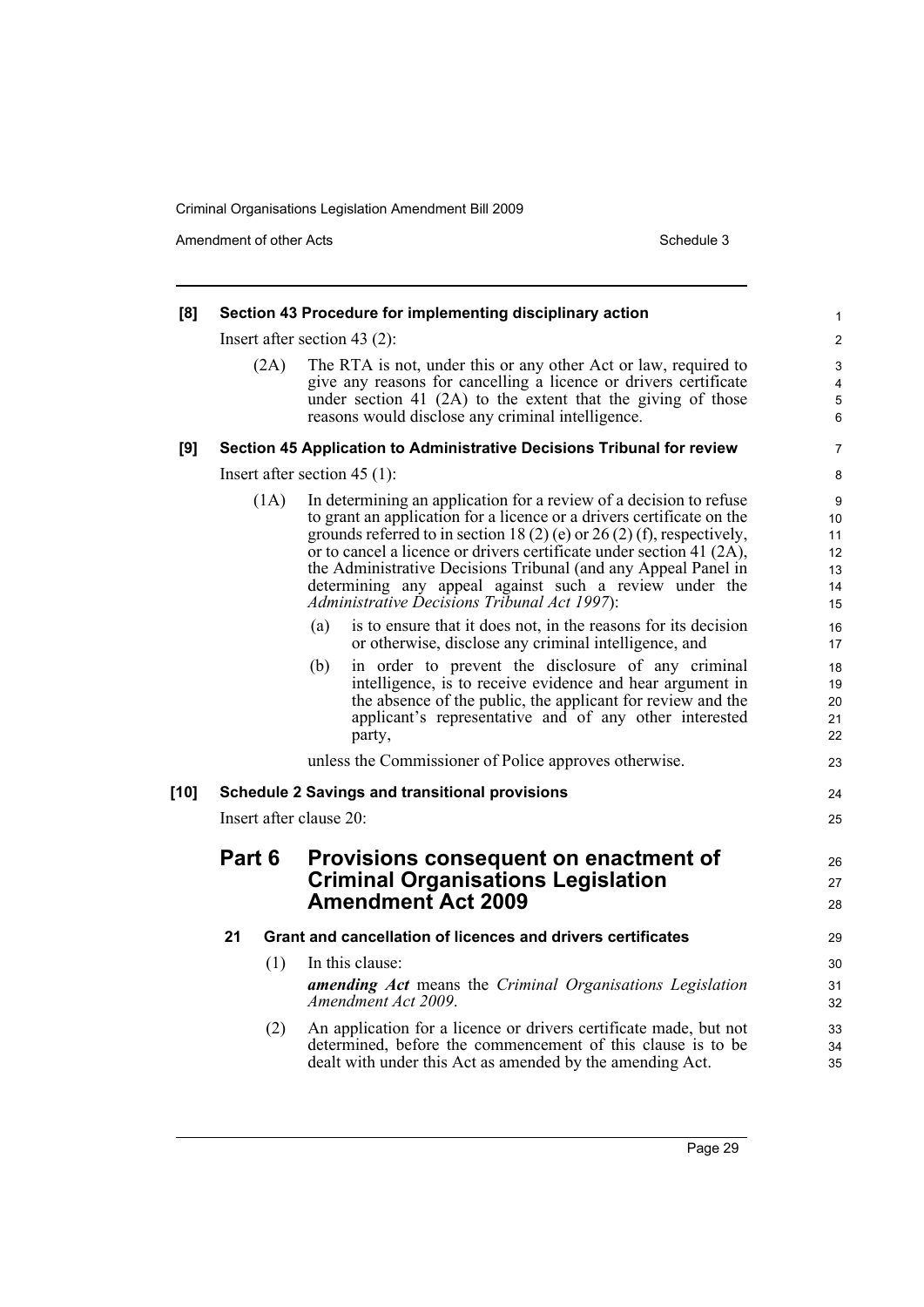**[8] Section 43 Procedure for implementing disciplinary action**

Insert after section 43 (2):

(2A) The RTA is not, under this or any other Act or law, required to give any reasons for cancelling a licence or drivers certificate under section 41 (2A) to the extent that the giving of those reasons would disclose any criminal intelligence.

**[9] Section 45 Application to Administrative Decisions Tribunal for review**

Insert after section 45 (1):

(1A) In determining an application for a review of a decision to refuse to grant an application for a licence or a drivers certificate on the grounds referred to in section 18 (2) (e) or 26 (2) (f), respectively, or to cancel a licence or drivers certificate under section 41 (2A), the Administrative Decisions Tribunal (and any Appeal Panel in determining any appeal against such a review under the *Administrative Decisions Tribunal Act 1997*):

(a) is to ensure that it does not, in the reasons for its decision or otherwise, disclose any criminal intelligence, and

(b) in order to prevent the disclosure of any criminal intelligence, is to receive evidence and hear argument in the absence of the public, the applicant for review and the applicant's representative and of any other interested party,

unless the Commissioner of Police approves otherwise.

**[10] Schedule 2 Savings and transitional provisions**

Insert after clause 20:

## Part 6 Provisions consequent on enactment of Criminal Organisations Legislation Amendment Act 2009

### 21 Grant and cancellation of licences and drivers certificates

(1) In this clause:

***amending Act*** means the *Criminal Organisations Legislation Amendment Act 2009*.

(2) An application for a licence or drivers certificate made, but not determined, before the commencement of this clause is to be dealt with under this Act as amended by the amending Act.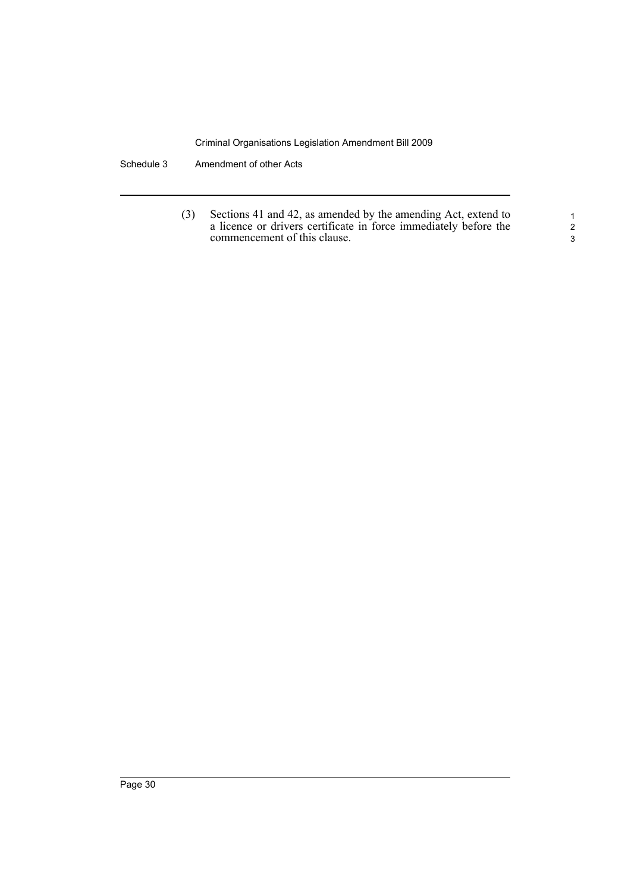(3) Sections 41 and 42, as amended by the amending Act, extend to a licence or drivers certificate in force immediately before the commencement of this clause.